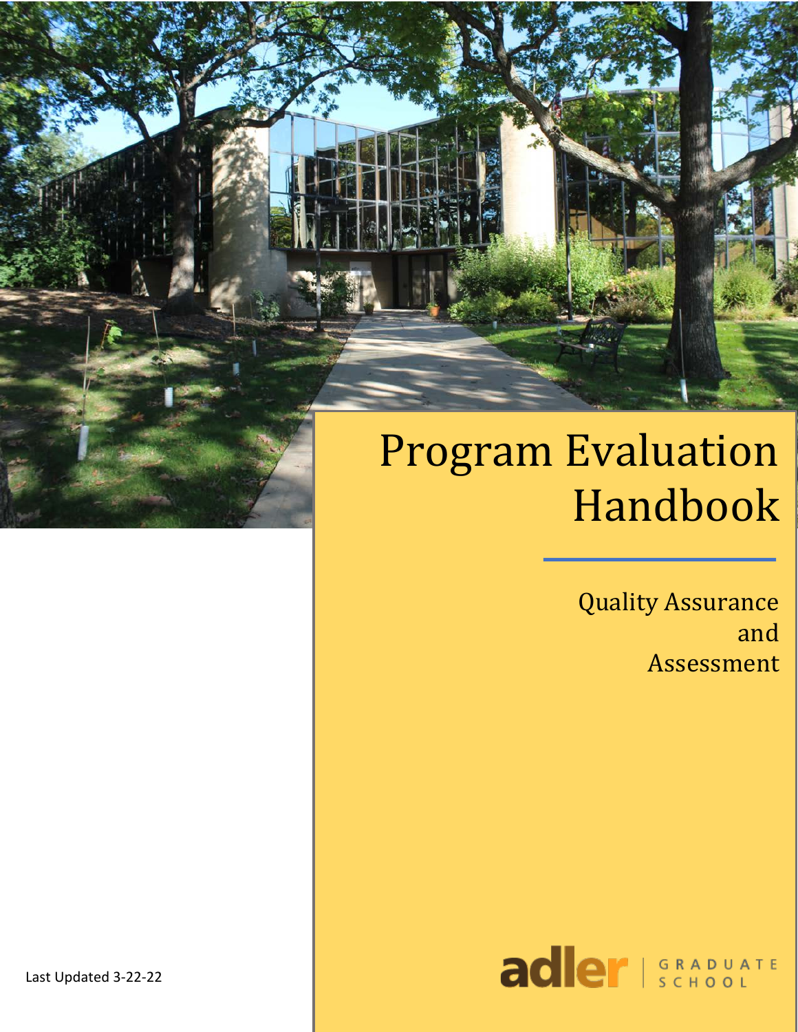# Program Evaluation Handbook

Quality Assurance and Assessment

Last Updated 3-22-22

adler | GRADUATE SCHOOL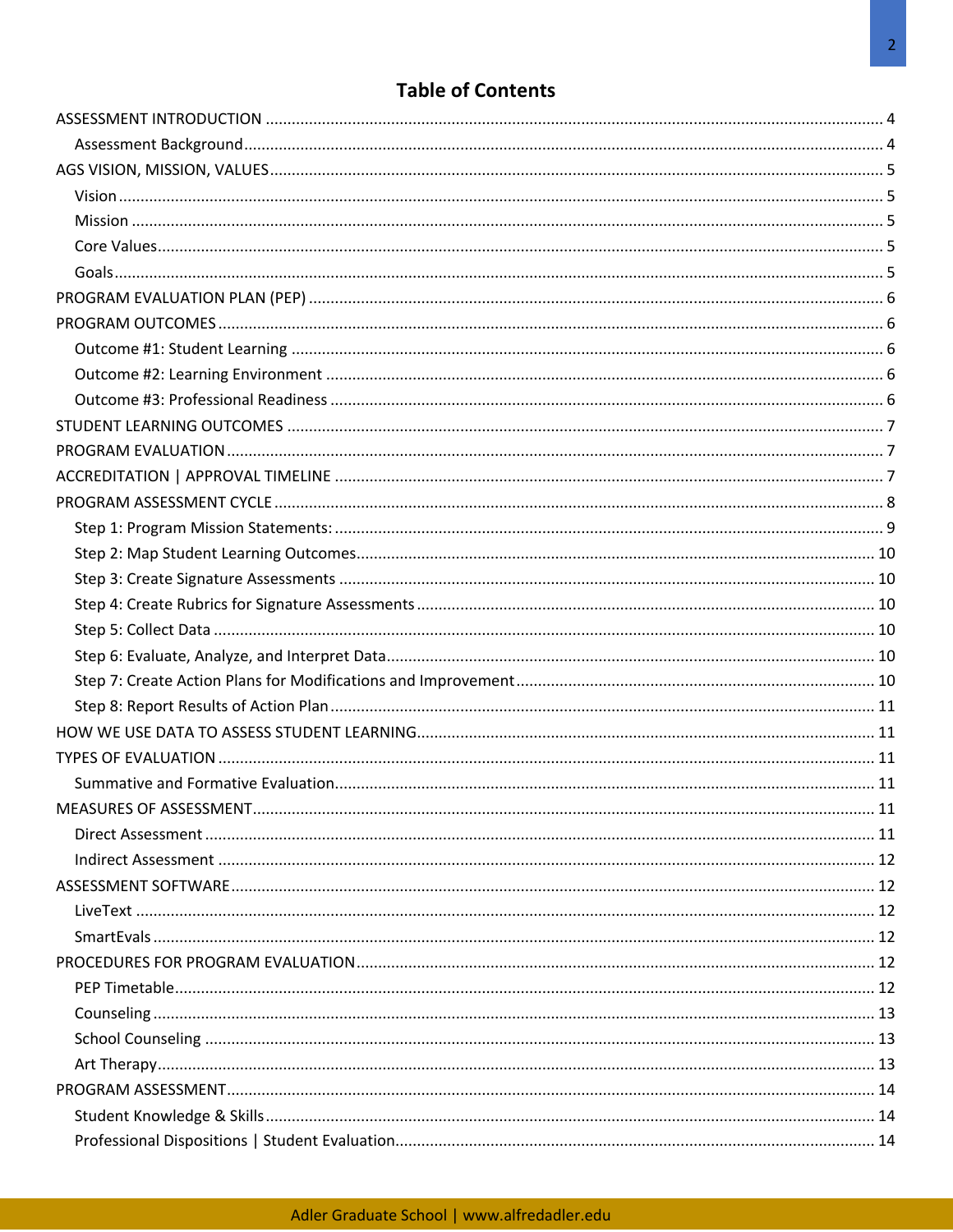# Table of Contents

- ASSESSMENT INTRODUCTION ..... 4
  - Assessment Background ..... 4
- AGS VISION, MISSION, VALUES ..... 5
  - Vision ..... 5
  - Mission ..... 5
  - Core Values ..... 5
  - Goals ..... 5
- PROGRAM EVALUATION PLAN (PEP) ..... 6
- PROGRAM OUTCOMES ..... 6
  - Outcome #1: Student Learning ..... 6
  - Outcome #2: Learning Environment ..... 6
  - Outcome #3: Professional Readiness ..... 6
- STUDENT LEARNING OUTCOMES ..... 7
- PROGRAM EVALUATION ..... 7
- ACCREDITATION | APPROVAL TIMELINE ..... 7
- PROGRAM ASSESSMENT CYCLE ..... 8
  - Step 1: Program Mission Statements: ..... 9
  - Step 2: Map Student Learning Outcomes ..... 10
  - Step 3: Create Signature Assessments ..... 10
  - Step 4: Create Rubrics for Signature Assessments ..... 10
  - Step 5: Collect Data ..... 10
  - Step 6: Evaluate, Analyze, and Interpret Data ..... 10
  - Step 7: Create Action Plans for Modifications and Improvement ..... 10
  - Step 8: Report Results of Action Plan ..... 11
- HOW WE USE DATA TO ASSESS STUDENT LEARNING ..... 11
- TYPES OF EVALUATION ..... 11
  - Summative and Formative Evaluation ..... 11
- MEASURES OF ASSESSMENT ..... 11
  - Direct Assessment ..... 11
  - Indirect Assessment ..... 12
- ASSESSMENT SOFTWARE ..... 12
  - LiveText ..... 12
  - SmartEvals ..... 12
- PROCEDURES FOR PROGRAM EVALUATION ..... 12
  - PEP Timetable ..... 12
  - Counseling ..... 13
  - School Counseling ..... 13
  - Art Therapy ..... 13
- PROGRAM ASSESSMENT ..... 14
  - Student Knowledge & Skills ..... 14
  - Professional Dispositions | Student Evaluation ..... 14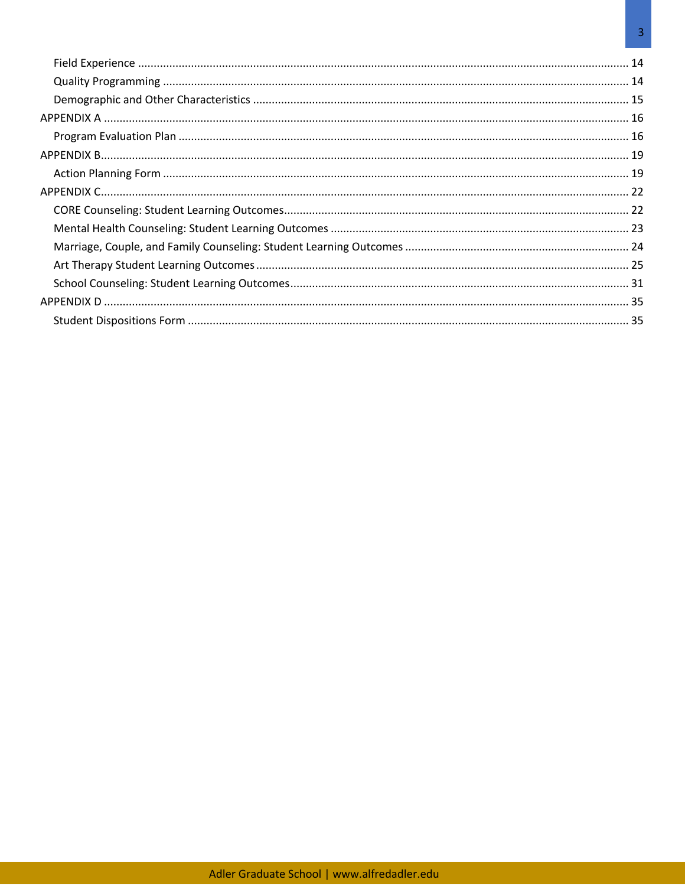- Field Experience ........................................................................................................................................... 14
- Quality Programming ................................................................................................................................... 14
- Demographic and Other Characteristics ....................................................................................................... 15

APPENDIX A ...................................................................................................................................................... 16

- Program Evaluation Plan .............................................................................................................................. 16

APPENDIX B....................................................................................................................................................... 19

- Action Planning Form ................................................................................................................................... 19

APPENDIX C....................................................................................................................................................... 22

- CORE Counseling: Student Learning Outcomes............................................................................................. 22
- Mental Health Counseling: Student Learning Outcomes ............................................................................... 23
- Marriage, Couple, and Family Counseling: Student Learning Outcomes ....................................................... 24
- Art Therapy Student Learning Outcomes ...................................................................................................... 25
- School Counseling: Student Learning Outcomes............................................................................................ 31

APPENDIX D ...................................................................................................................................................... 35

- Student Dispositions Form ............................................................................................................................ 35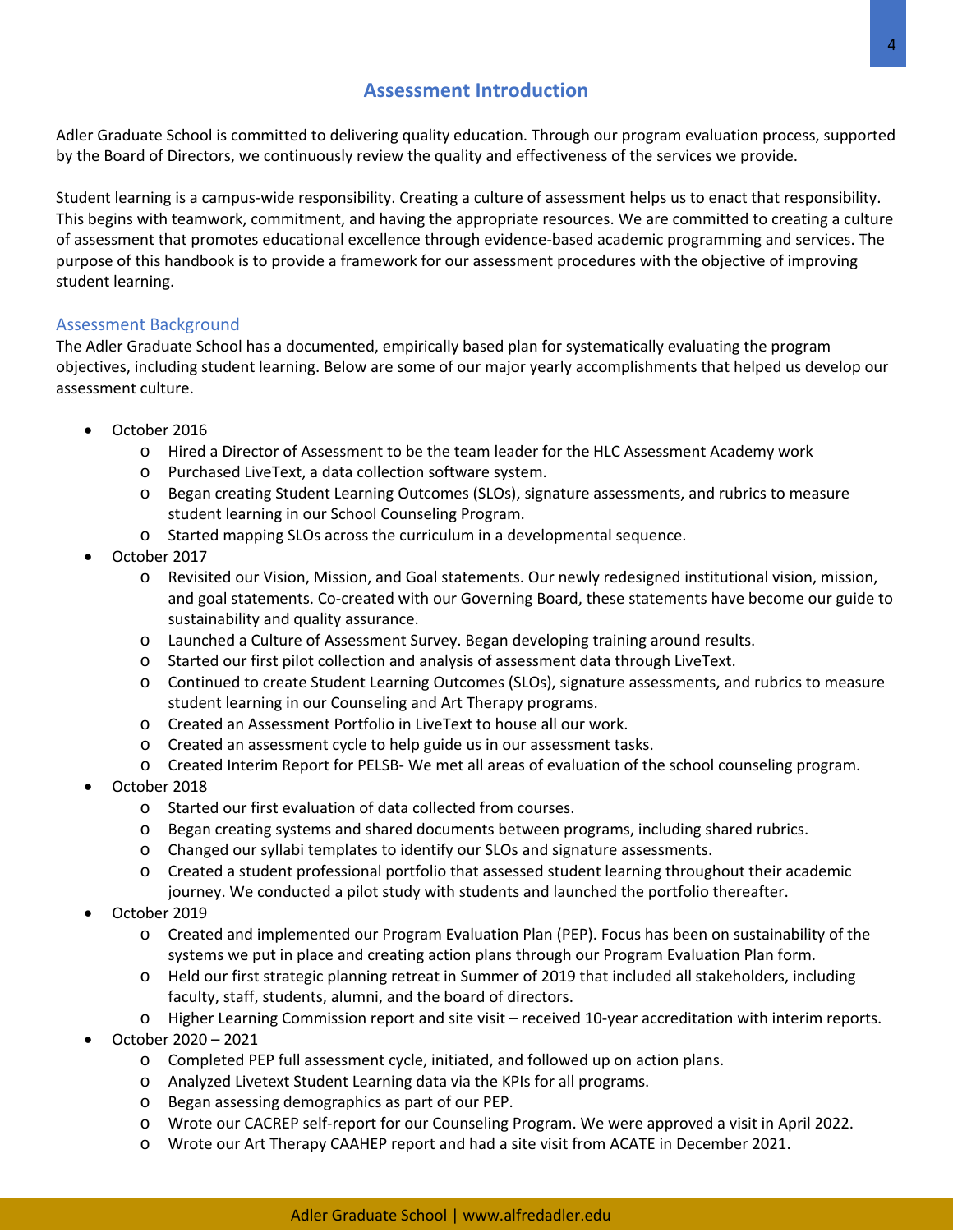# Assessment Introduction

Adler Graduate School is committed to delivering quality education. Through our program evaluation process, supported by the Board of Directors, we continuously review the quality and effectiveness of the services we provide.

Student learning is a campus-wide responsibility. Creating a culture of assessment helps us to enact that responsibility. This begins with teamwork, commitment, and having the appropriate resources. We are committed to creating a culture of assessment that promotes educational excellence through evidence-based academic programming and services. The purpose of this handbook is to provide a framework for our assessment procedures with the objective of improving student learning.

## Assessment Background

The Adler Graduate School has a documented, empirically based plan for systematically evaluating the program objectives, including student learning. Below are some of our major yearly accomplishments that helped us develop our assessment culture.

- October 2016
  - Hired a Director of Assessment to be the team leader for the HLC Assessment Academy work
  - Purchased LiveText, a data collection software system.
  - Began creating Student Learning Outcomes (SLOs), signature assessments, and rubrics to measure student learning in our School Counseling Program.
  - Started mapping SLOs across the curriculum in a developmental sequence.
- October 2017
  - Revisited our Vision, Mission, and Goal statements. Our newly redesigned institutional vision, mission, and goal statements. Co-created with our Governing Board, these statements have become our guide to sustainability and quality assurance.
  - Launched a Culture of Assessment Survey. Began developing training around results.
  - Started our first pilot collection and analysis of assessment data through LiveText.
  - Continued to create Student Learning Outcomes (SLOs), signature assessments, and rubrics to measure student learning in our Counseling and Art Therapy programs.
  - Created an Assessment Portfolio in LiveText to house all our work.
  - Created an assessment cycle to help guide us in our assessment tasks.
  - Created Interim Report for PELSB- We met all areas of evaluation of the school counseling program.
- October 2018
  - Started our first evaluation of data collected from courses.
  - Began creating systems and shared documents between programs, including shared rubrics.
  - Changed our syllabi templates to identify our SLOs and signature assessments.
  - Created a student professional portfolio that assessed student learning throughout their academic journey. We conducted a pilot study with students and launched the portfolio thereafter.
- October 2019
  - Created and implemented our Program Evaluation Plan (PEP). Focus has been on sustainability of the systems we put in place and creating action plans through our Program Evaluation Plan form.
  - Held our first strategic planning retreat in Summer of 2019 that included all stakeholders, including faculty, staff, students, alumni, and the board of directors.
  - Higher Learning Commission report and site visit – received 10-year accreditation with interim reports.
- October 2020 – 2021
  - Completed PEP full assessment cycle, initiated, and followed up on action plans.
  - Analyzed Livetext Student Learning data via the KPIs for all programs.
  - Began assessing demographics as part of our PEP.
  - Wrote our CACREP self-report for our Counseling Program. We were approved a visit in April 2022.
  - Wrote our Art Therapy CAAHEP report and had a site visit from ACATE in December 2021.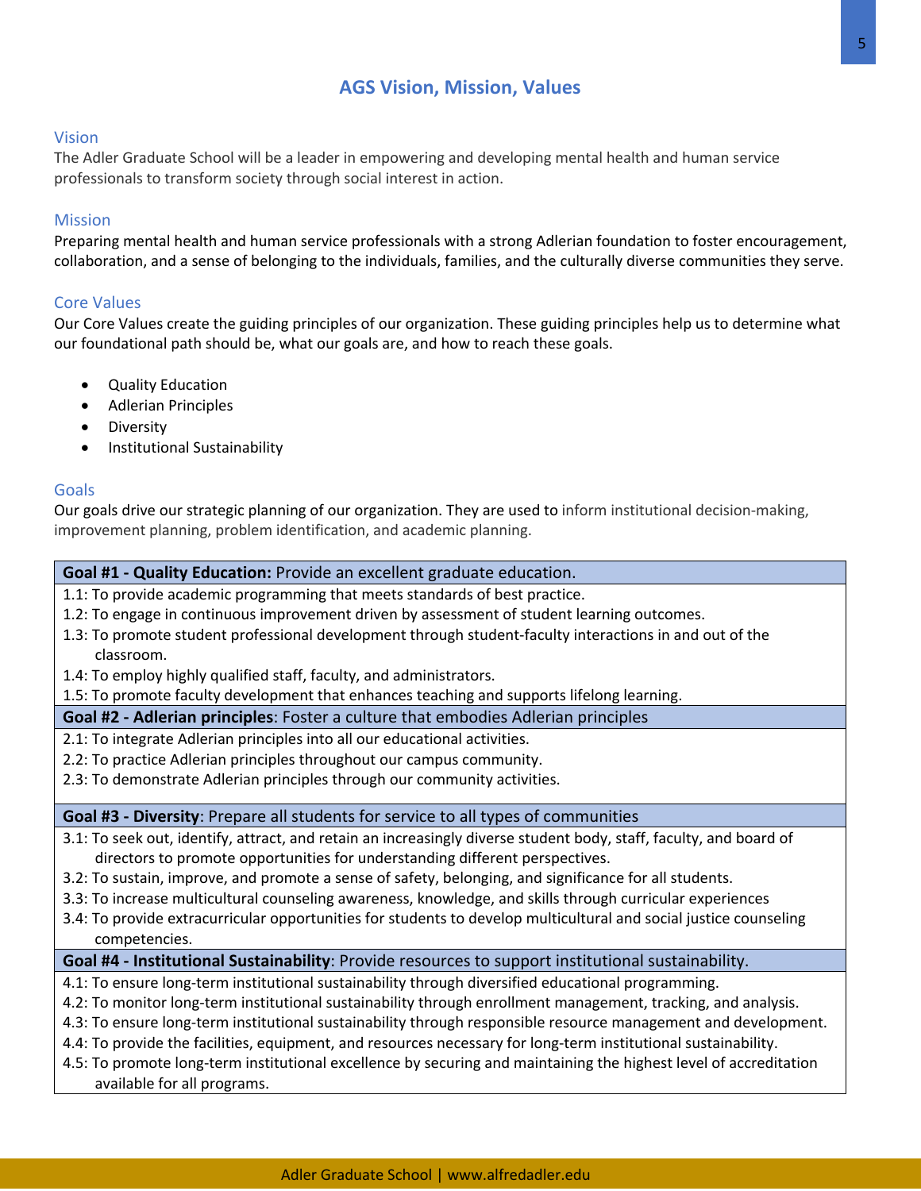# AGS Vision, Mission, Values

## Vision

The Adler Graduate School will be a leader in empowering and developing mental health and human service professionals to transform society through social interest in action.

## Mission

Preparing mental health and human service professionals with a strong Adlerian foundation to foster encouragement, collaboration, and a sense of belonging to the individuals, families, and the culturally diverse communities they serve.

## Core Values

Our Core Values create the guiding principles of our organization. These guiding principles help us to determine what our foundational path should be, what our goals are, and how to reach these goals.

- Quality Education
- Adlerian Principles
- Diversity
- Institutional Sustainability

## Goals

Our goals drive our strategic planning of our organization. They are used to inform institutional decision-making, improvement planning, problem identification, and academic planning.

| **Goal #1 - Quality Education:** Provide an excellent graduate education. |
|---|
| 1.1: To provide academic programming that meets standards of best practice.<br>1.2: To engage in continuous improvement driven by assessment of student learning outcomes.<br>1.3: To promote student professional development through student-faculty interactions in and out of the classroom.<br>1.4: To employ highly qualified staff, faculty, and administrators.<br>1.5: To promote faculty development that enhances teaching and supports lifelong learning. |
| **Goal #2 - Adlerian principles**: Foster a culture that embodies Adlerian principles |
| 2.1: To integrate Adlerian principles into all our educational activities.<br>2.2: To practice Adlerian principles throughout our campus community.<br>2.3: To demonstrate Adlerian principles through our community activities. |
| **Goal #3 - Diversity**: Prepare all students for service to all types of communities |
| 3.1: To seek out, identify, attract, and retain an increasingly diverse student body, staff, faculty, and board of directors to promote opportunities for understanding different perspectives.<br>3.2: To sustain, improve, and promote a sense of safety, belonging, and significance for all students.<br>3.3: To increase multicultural counseling awareness, knowledge, and skills through curricular experiences<br>3.4: To provide extracurricular opportunities for students to develop multicultural and social justice counseling competencies. |
| **Goal #4 - Institutional Sustainability**: Provide resources to support institutional sustainability. |
| 4.1: To ensure long-term institutional sustainability through diversified educational programming.<br>4.2: To monitor long-term institutional sustainability through enrollment management, tracking, and analysis.<br>4.3: To ensure long-term institutional sustainability through responsible resource management and development.<br>4.4: To provide the facilities, equipment, and resources necessary for long-term institutional sustainability.<br>4.5: To promote long-term institutional excellence by securing and maintaining the highest level of accreditation available for all programs. |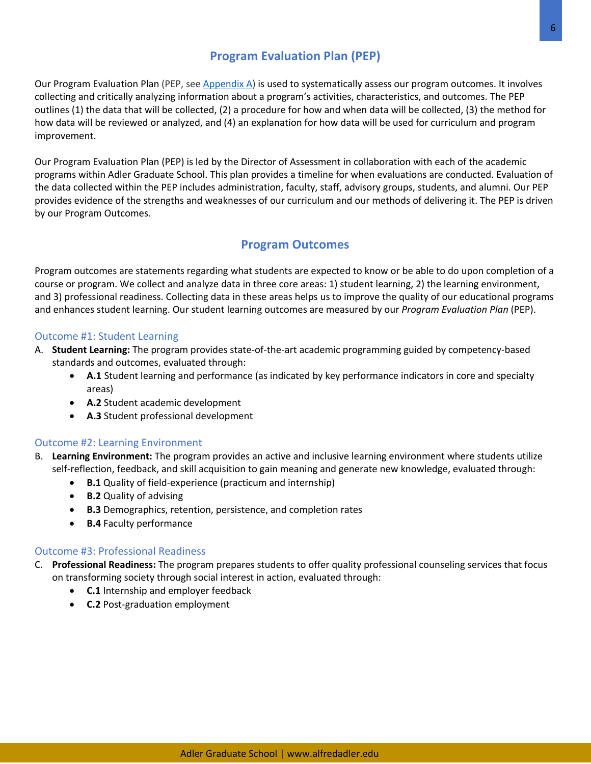## Program Evaluation Plan (PEP)

Our Program Evaluation Plan (PEP, see Appendix A) is used to systematically assess our program outcomes. It involves collecting and critically analyzing information about a program's activities, characteristics, and outcomes. The PEP outlines (1) the data that will be collected, (2) a procedure for how and when data will be collected, (3) the method for how data will be reviewed or analyzed, and (4) an explanation for how data will be used for curriculum and program improvement.

Our Program Evaluation Plan (PEP) is led by the Director of Assessment in collaboration with each of the academic programs within Adler Graduate School. This plan provides a timeline for when evaluations are conducted. Evaluation of the data collected within the PEP includes administration, faculty, staff, advisory groups, students, and alumni. Our PEP provides evidence of the strengths and weaknesses of our curriculum and our methods of delivering it. The PEP is driven by our Program Outcomes.

## Program Outcomes

Program outcomes are statements regarding what students are expected to know or be able to do upon completion of a course or program. We collect and analyze data in three core areas: 1) student learning, 2) the learning environment, and 3) professional readiness. Collecting data in these areas helps us to improve the quality of our educational programs and enhances student learning. Our student learning outcomes are measured by our *Program Evaluation Plan* (PEP).

### Outcome #1: Student Learning

A. **Student Learning:** The program provides state-of-the-art academic programming guided by competency-based standards and outcomes, evaluated through:
   - **A.1** Student learning and performance (as indicated by key performance indicators in core and specialty areas)
   - **A.2** Student academic development
   - **A.3** Student professional development

### Outcome #2: Learning Environment

B. **Learning Environment:** The program provides an active and inclusive learning environment where students utilize self-reflection, feedback, and skill acquisition to gain meaning and generate new knowledge, evaluated through:
   - **B.1** Quality of field-experience (practicum and internship)
   - **B.2** Quality of advising
   - **B.3** Demographics, retention, persistence, and completion rates
   - **B.4** Faculty performance

### Outcome #3: Professional Readiness

C. **Professional Readiness:** The program prepares students to offer quality professional counseling services that focus on transforming society through social interest in action, evaluated through:
   - **C.1** Internship and employer feedback
   - **C.2** Post-graduation employment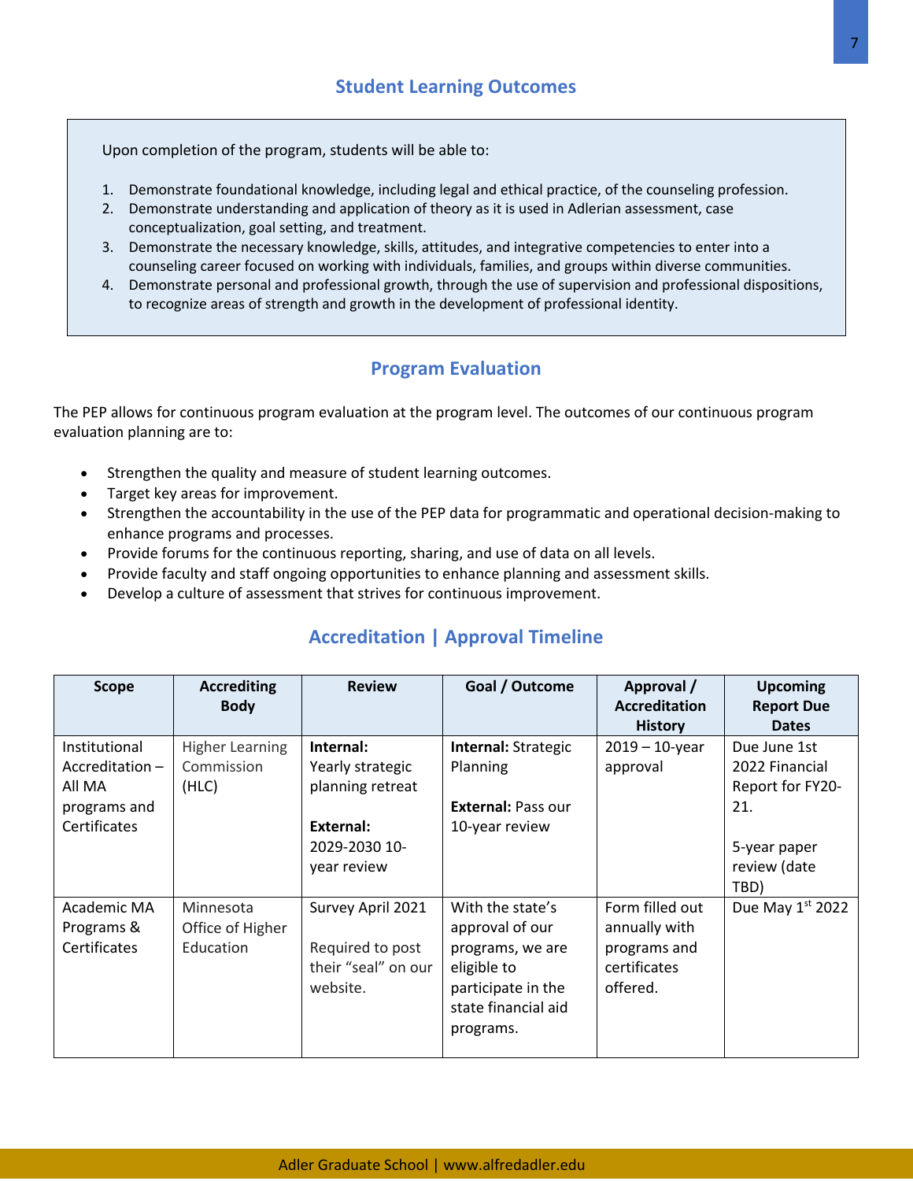## Student Learning Outcomes

Upon completion of the program, students will be able to:

1. Demonstrate foundational knowledge, including legal and ethical practice, of the counseling profession.
2. Demonstrate understanding and application of theory as it is used in Adlerian assessment, case conceptualization, goal setting, and treatment.
3. Demonstrate the necessary knowledge, skills, attitudes, and integrative competencies to enter into a counseling career focused on working with individuals, families, and groups within diverse communities.
4. Demonstrate personal and professional growth, through the use of supervision and professional dispositions, to recognize areas of strength and growth in the development of professional identity.

## Program Evaluation

The PEP allows for continuous program evaluation at the program level. The outcomes of our continuous program evaluation planning are to:

- Strengthen the quality and measure of student learning outcomes.
- Target key areas for improvement.
- Strengthen the accountability in the use of the PEP data for programmatic and operational decision-making to enhance programs and processes.
- Provide forums for the continuous reporting, sharing, and use of data on all levels.
- Provide faculty and staff ongoing opportunities to enhance planning and assessment skills.
- Develop a culture of assessment that strives for continuous improvement.

## Accreditation | Approval Timeline

| Scope | Accrediting Body | Review | Goal / Outcome | Approval / Accreditation History | Upcoming Report Due Dates |
|---|---|---|---|---|---|
| Institutional Accreditation – All MA programs and Certificates | Higher Learning Commission (HLC) | **Internal:** Yearly strategic planning retreat<br><br>**External:** 2029-2030 10-year review | **Internal:** Strategic Planning<br><br>**External:** Pass our 10-year review | 2019 – 10-year approval | Due June 1st 2022 Financial Report for FY20-21.<br><br>5-year paper review (date TBD) |
| Academic MA Programs & Certificates | Minnesota Office of Higher Education | Survey April 2021<br><br>Required to post their "seal" on our website. | With the state's approval of our programs, we are eligible to participate in the state financial aid programs. | Form filled out annually with programs and certificates offered. | Due May 1st 2022 |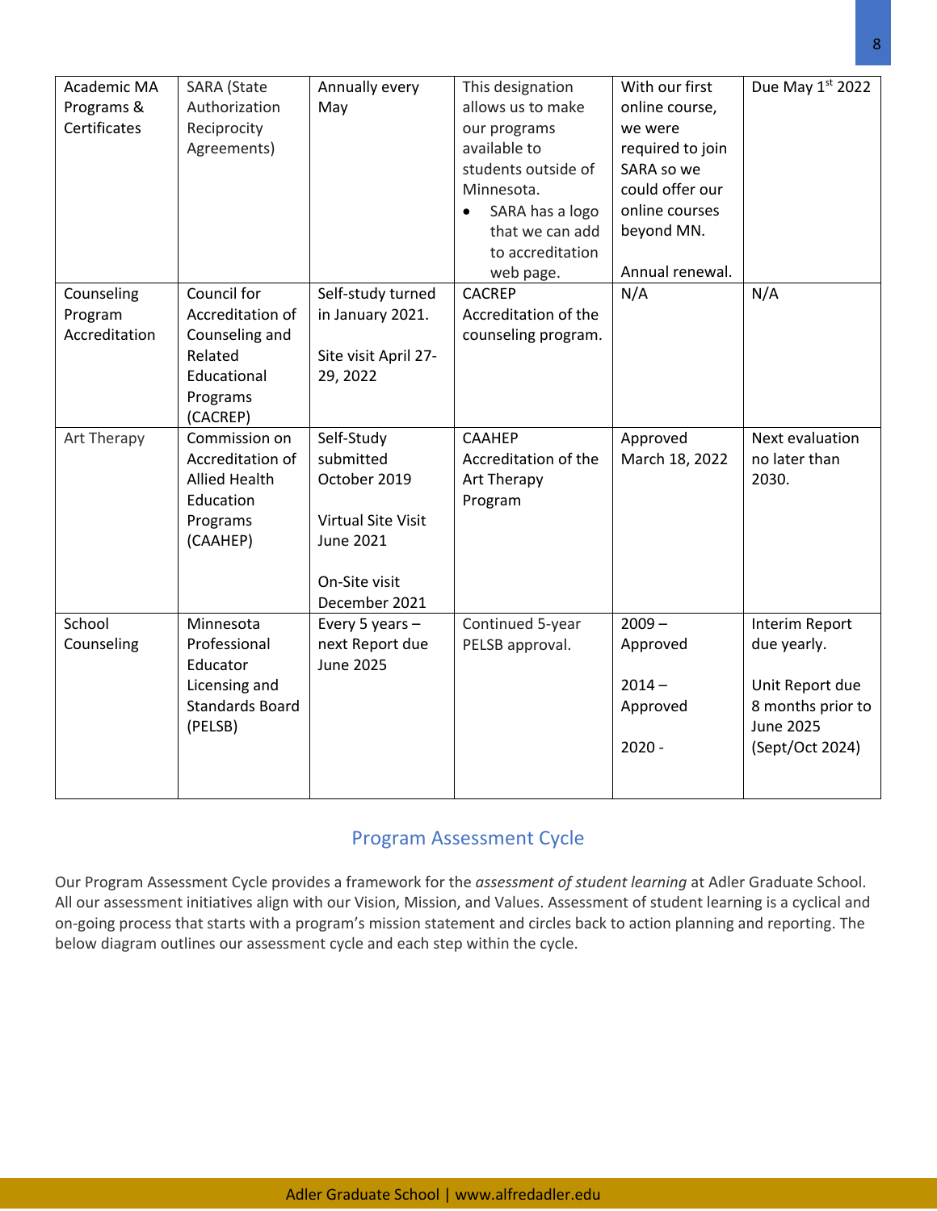| Academic MA Programs & Certificates | SARA (State Authorization Reciprocity Agreements) | Annually every May | This designation allows us to make our programs available to students outside of Minnesota.<br>• SARA has a logo that we can add to accreditation web page. | With our first online course, we were required to join SARA so we could offer our online courses beyond MN.<br><br>Annual renewal. | Due May 1st 2022 |
|---|---|---|---|---|---|
| Counseling Program Accreditation | Council for Accreditation of Counseling and Related Educational Programs (CACREP) | Self-study turned in January 2021.<br><br>Site visit April 27-29, 2022 | CACREP Accreditation of the counseling program. | N/A | N/A |
| Art Therapy | Commission on Accreditation of Allied Health Education Programs (CAAHEP) | Self-Study submitted October 2019<br><br>Virtual Site Visit June 2021<br><br>On-Site visit December 2021 | CAAHEP Accreditation of the Art Therapy Program | Approved March 18, 2022 | Next evaluation no later than 2030. |
| School Counseling | Minnesota Professional Educator Licensing and Standards Board (PELSB) | Every 5 years – next Report due June 2025 | Continued 5-year PELSB approval. | 2009 – Approved<br><br>2014 – Approved<br><br>2020 - | Interim Report due yearly.<br><br>Unit Report due 8 months prior to June 2025 (Sept/Oct 2024) |

## Program Assessment Cycle

Our Program Assessment Cycle provides a framework for the *assessment of student learning* at Adler Graduate School. All our assessment initiatives align with our Vision, Mission, and Values. Assessment of student learning is a cyclical and on-going process that starts with a program's mission statement and circles back to action planning and reporting. The below diagram outlines our assessment cycle and each step within the cycle.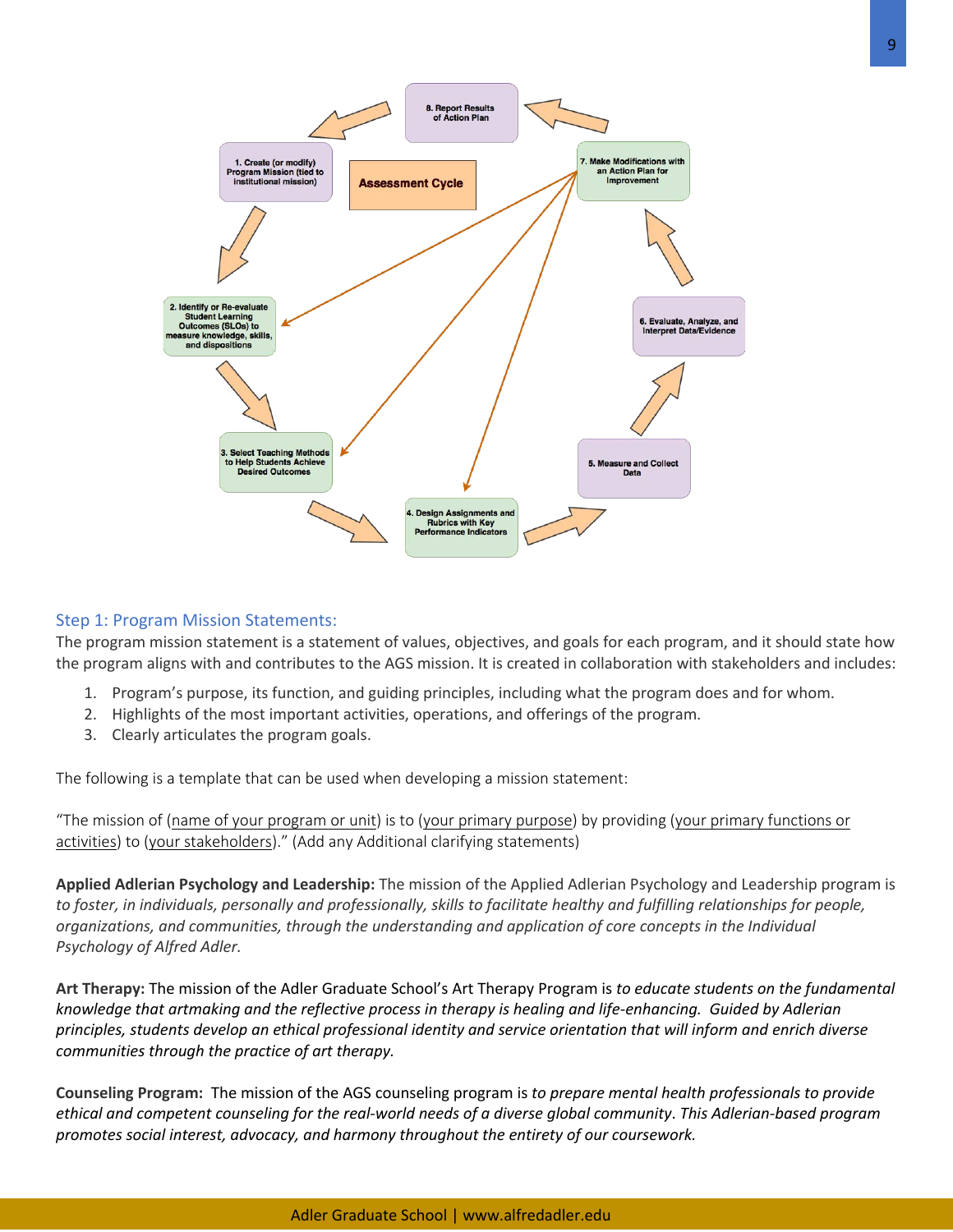Assessment Cycle

1. Create (or modify) Program Mission (tied to institutional mission)
2. Identify or Re-evaluate Student Learning Outcomes (SLOs) to measure knowledge, skills, and dispositions
3. Select Teaching Methods to Help Students Achieve Desired Outcomes
4. Design Assignments and Rubrics with Key Performance Indicators
5. Measure and Collect Data
6. Evaluate, Analyze, and Interpret Data/Evidence
7. Make Modifications with an Action Plan for Improvement
8. Report Results of Action Plan

### Step 1: Program Mission Statements:

The program mission statement is a statement of values, objectives, and goals for each program, and it should state how the program aligns with and contributes to the AGS mission. It is created in collaboration with stakeholders and includes:

1. Program's purpose, its function, and guiding principles, including what the program does and for whom.
2. Highlights of the most important activities, operations, and offerings of the program.
3. Clearly articulates the program goals.

The following is a template that can be used when developing a mission statement:

"The mission of (name of your program or unit) is to (your primary purpose) by providing (your primary functions or activities) to (your stakeholders)." (Add any Additional clarifying statements)

**Applied Adlerian Psychology and Leadership:** The mission of the Applied Adlerian Psychology and Leadership program is *to foster, in individuals, personally and professionally, skills to facilitate healthy and fulfilling relationships for people, organizations, and communities, through the understanding and application of core concepts in the Individual Psychology of Alfred Adler.*

**Art Therapy:** The mission of the Adler Graduate School's Art Therapy Program is *to educate students on the fundamental knowledge that artmaking and the reflective process in therapy is healing and life-enhancing. Guided by Adlerian principles, students develop an ethical professional identity and service orientation that will inform and enrich diverse communities through the practice of art therapy.*

**Counseling Program:** The mission of the AGS counseling program is *to prepare mental health professionals to provide ethical and competent counseling for the real-world needs of a diverse global community. This Adlerian-based program promotes social interest, advocacy, and harmony throughout the entirety of our coursework.*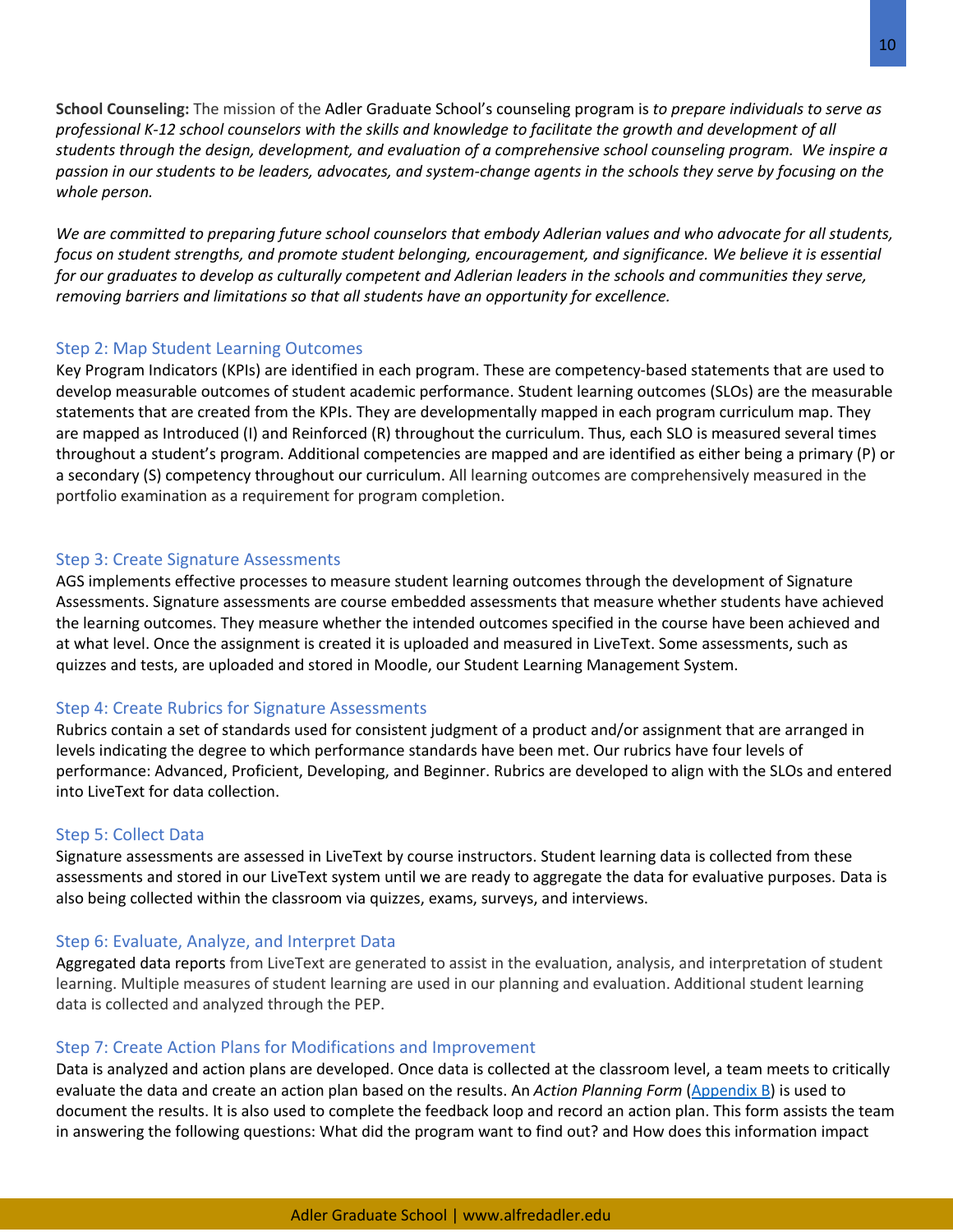**School Counseling:** The mission of the Adler Graduate School's counseling program is *to prepare individuals to serve as professional K-12 school counselors with the skills and knowledge to facilitate the growth and development of all students through the design, development, and evaluation of a comprehensive school counseling program. We inspire a passion in our students to be leaders, advocates, and system-change agents in the schools they serve by focusing on the whole person.*

*We are committed to preparing future school counselors that embody Adlerian values and who advocate for all students, focus on student strengths, and promote student belonging, encouragement, and significance. We believe it is essential for our graduates to develop as culturally competent and Adlerian leaders in the schools and communities they serve, removing barriers and limitations so that all students have an opportunity for excellence.*

### Step 2: Map Student Learning Outcomes

Key Program Indicators (KPIs) are identified in each program. These are competency-based statements that are used to develop measurable outcomes of student academic performance. Student learning outcomes (SLOs) are the measurable statements that are created from the KPIs. They are developmentally mapped in each program curriculum map. They are mapped as Introduced (I) and Reinforced (R) throughout the curriculum. Thus, each SLO is measured several times throughout a student's program. Additional competencies are mapped and are identified as either being a primary (P) or a secondary (S) competency throughout our curriculum. All learning outcomes are comprehensively measured in the portfolio examination as a requirement for program completion.

### Step 3: Create Signature Assessments

AGS implements effective processes to measure student learning outcomes through the development of Signature Assessments. Signature assessments are course embedded assessments that measure whether students have achieved the learning outcomes. They measure whether the intended outcomes specified in the course have been achieved and at what level. Once the assignment is created it is uploaded and measured in LiveText. Some assessments, such as quizzes and tests, are uploaded and stored in Moodle, our Student Learning Management System.

### Step 4: Create Rubrics for Signature Assessments

Rubrics contain a set of standards used for consistent judgment of a product and/or assignment that are arranged in levels indicating the degree to which performance standards have been met. Our rubrics have four levels of performance: Advanced, Proficient, Developing, and Beginner. Rubrics are developed to align with the SLOs and entered into LiveText for data collection.

### Step 5: Collect Data

Signature assessments are assessed in LiveText by course instructors. Student learning data is collected from these assessments and stored in our LiveText system until we are ready to aggregate the data for evaluative purposes. Data is also being collected within the classroom via quizzes, exams, surveys, and interviews.

### Step 6: Evaluate, Analyze, and Interpret Data

Aggregated data reports from LiveText are generated to assist in the evaluation, analysis, and interpretation of student learning. Multiple measures of student learning are used in our planning and evaluation. Additional student learning data is collected and analyzed through the PEP.

### Step 7: Create Action Plans for Modifications and Improvement

Data is analyzed and action plans are developed. Once data is collected at the classroom level, a team meets to critically evaluate the data and create an action plan based on the results. An *Action Planning Form* (Appendix B) is used to document the results. It is also used to complete the feedback loop and record an action plan. This form assists the team in answering the following questions: What did the program want to find out? and How does this information impact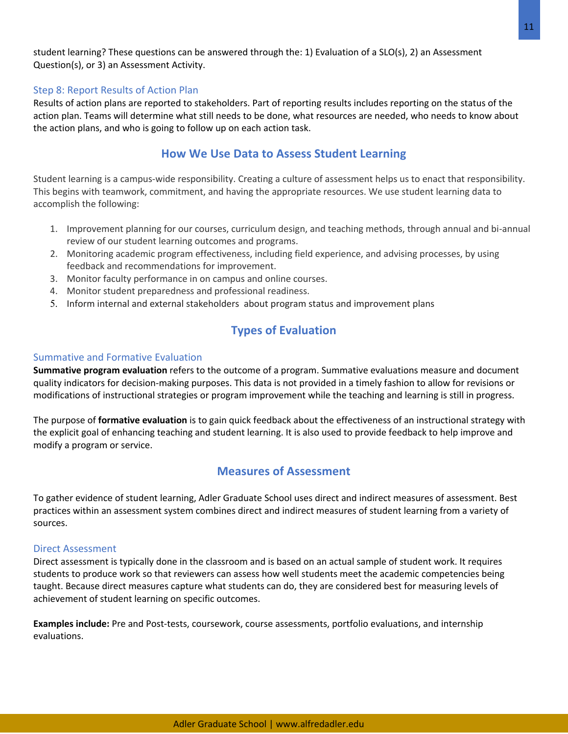student learning? These questions can be answered through the: 1) Evaluation of a SLO(s), 2) an Assessment Question(s), or 3) an Assessment Activity.

### Step 8: Report Results of Action Plan

Results of action plans are reported to stakeholders. Part of reporting results includes reporting on the status of the action plan. Teams will determine what still needs to be done, what resources are needed, who needs to know about the action plans, and who is going to follow up on each action task.

## How We Use Data to Assess Student Learning

Student learning is a campus-wide responsibility. Creating a culture of assessment helps us to enact that responsibility. This begins with teamwork, commitment, and having the appropriate resources. We use student learning data to accomplish the following:

1. Improvement planning for our courses, curriculum design, and teaching methods, through annual and bi-annual review of our student learning outcomes and programs.
2. Monitoring academic program effectiveness, including field experience, and advising processes, by using feedback and recommendations for improvement.
3. Monitor faculty performance in on campus and online courses.
4. Monitor student preparedness and professional readiness.
5. Inform internal and external stakeholders about program status and improvement plans

## Types of Evaluation

### Summative and Formative Evaluation

**Summative program evaluation** refers to the outcome of a program. Summative evaluations measure and document quality indicators for decision-making purposes. This data is not provided in a timely fashion to allow for revisions or modifications of instructional strategies or program improvement while the teaching and learning is still in progress.

The purpose of **formative evaluation** is to gain quick feedback about the effectiveness of an instructional strategy with the explicit goal of enhancing teaching and student learning. It is also used to provide feedback to help improve and modify a program or service.

## Measures of Assessment

To gather evidence of student learning, Adler Graduate School uses direct and indirect measures of assessment. Best practices within an assessment system combines direct and indirect measures of student learning from a variety of sources.

### Direct Assessment

Direct assessment is typically done in the classroom and is based on an actual sample of student work. It requires students to produce work so that reviewers can assess how well students meet the academic competencies being taught. Because direct measures capture what students can do, they are considered best for measuring levels of achievement of student learning on specific outcomes.

**Examples include:** Pre and Post-tests, coursework, course assessments, portfolio evaluations, and internship evaluations.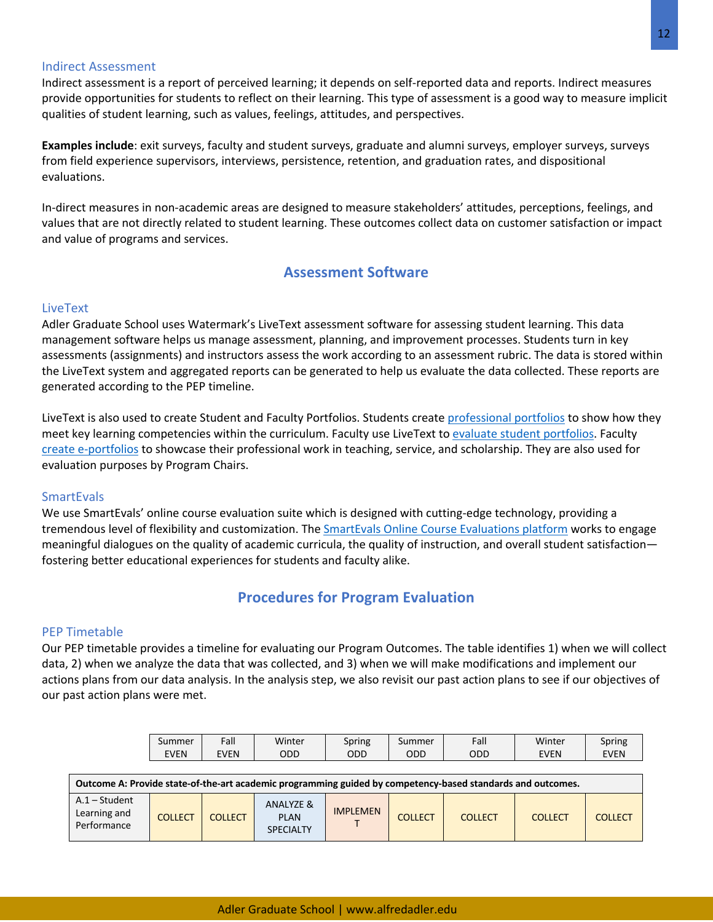### Indirect Assessment

Indirect assessment is a report of perceived learning; it depends on self-reported data and reports. Indirect measures provide opportunities for students to reflect on their learning. This type of assessment is a good way to measure implicit qualities of student learning, such as values, feelings, attitudes, and perspectives.

**Examples include**: exit surveys, faculty and student surveys, graduate and alumni surveys, employer surveys, surveys from field experience supervisors, interviews, persistence, retention, and graduation rates, and dispositional evaluations.

In-direct measures in non-academic areas are designed to measure stakeholders' attitudes, perceptions, feelings, and values that are not directly related to student learning. These outcomes collect data on customer satisfaction or impact and value of programs and services.

## Assessment Software

### LiveText

Adler Graduate School uses Watermark's LiveText assessment software for assessing student learning. This data management software helps us manage assessment, planning, and improvement processes. Students turn in key assessments (assignments) and instructors assess the work according to an assessment rubric. The data is stored within the LiveText system and aggregated reports can be generated to help us evaluate the data collected. These reports are generated according to the PEP timeline.

LiveText is also used to create Student and Faculty Portfolios. Students create professional portfolios to show how they meet key learning competencies within the curriculum. Faculty use LiveText to evaluate student portfolios. Faculty create e-portfolios to showcase their professional work in teaching, service, and scholarship. They are also used for evaluation purposes by Program Chairs.

### SmartEvals

We use SmartEvals' online course evaluation suite which is designed with cutting-edge technology, providing a tremendous level of flexibility and customization. The SmartEvals Online Course Evaluations platform works to engage meaningful dialogues on the quality of academic curricula, the quality of instruction, and overall student satisfaction—fostering better educational experiences for students and faculty alike.

## Procedures for Program Evaluation

### PEP Timetable

Our PEP timetable provides a timeline for evaluating our Program Outcomes. The table identifies 1) when we will collect data, 2) when we analyze the data that was collected, and 3) when we will make modifications and implement our actions plans from our data analysis. In the analysis step, we also revisit our past action plans to see if our objectives of our past action plans were met.

| | Summer EVEN | Fall EVEN | Winter ODD | Spring ODD | Summer ODD | Fall ODD | Winter EVEN | Spring EVEN |
|---|---|---|---|---|---|---|---|---|
| **Outcome A: Provide state-of-the-art academic programming guided by competency-based standards and outcomes.** | | | | | | | | |
| A.1 – Student Learning and Performance | COLLECT | COLLECT | ANALYZE & PLAN SPECIALTY | IMPLEMENT | COLLECT | COLLECT | COLLECT | COLLECT |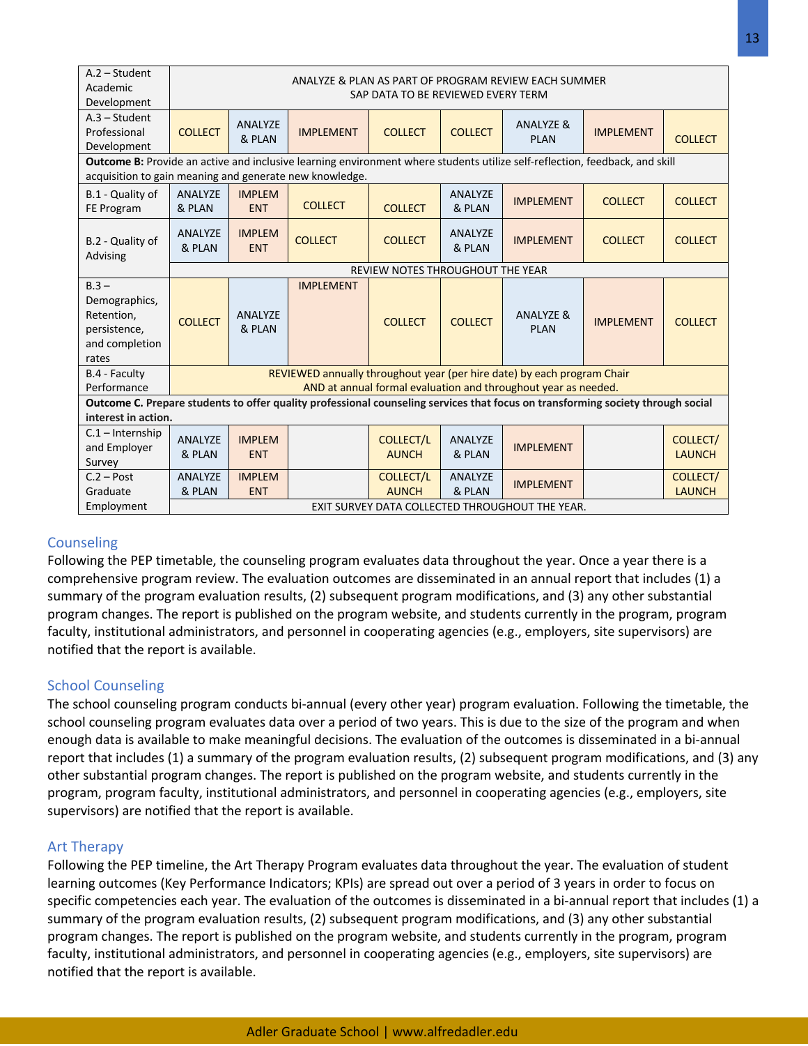| | | | | | | | | |
|---|---|---|---|---|---|---|---|---|
| A.2 – Student Academic Development | ANALYZE & PLAN AS PART OF PROGRAM REVIEW EACH SUMMER<br>SAP DATA TO BE REVIEWED EVERY TERM | | | | | | | |
| A.3 – Student Professional Development | COLLECT | ANALYZE & PLAN | IMPLEMENT | COLLECT | COLLECT | ANALYZE & PLAN | IMPLEMENT | COLLECT |
| **Outcome B:** Provide an active and inclusive learning environment where students utilize self-reflection, feedback, and skill acquisition to gain meaning and generate new knowledge. | | | | | | | | |
| B.1 - Quality of FE Program | ANALYZE & PLAN | IMPLEMENT | COLLECT | COLLECT | ANALYZE & PLAN | IMPLEMENT | COLLECT | COLLECT |
| B.2 - Quality of Advising | ANALYZE & PLAN | IMPLEMENT | COLLECT | COLLECT | ANALYZE & PLAN | IMPLEMENT | COLLECT | COLLECT |
| | REVIEW NOTES THROUGHOUT THE YEAR | | | | | | | |
| B.3 – Demographics, Retention, persistence, and completion rates | COLLECT | ANALYZE & PLAN | IMPLEMENT | COLLECT | COLLECT | ANALYZE & PLAN | IMPLEMENT | COLLECT |
| B.4 - Faculty Performance | REVIEWED annually throughout year (per hire date) by each program Chair<br>AND at annual formal evaluation and throughout year as needed. | | | | | | | |
| **Outcome C. Prepare students to offer quality professional counseling services that focus on transforming society through social interest in action.** | | | | | | | | |
| C.1 – Internship and Employer Survey | ANALYZE & PLAN | IMPLEMENT | | COLLECT/LAUNCH | ANALYZE & PLAN | IMPLEMENT | | COLLECT/LAUNCH |
| C.2 – Post Graduate Employment | ANALYZE & PLAN | IMPLEMENT | | COLLECT/LAUNCH | ANALYZE & PLAN | IMPLEMENT | | COLLECT/LAUNCH |
| | EXIT SURVEY DATA COLLECTED THROUGHOUT THE YEAR. | | | | | | | |

## Counseling

Following the PEP timetable, the counseling program evaluates data throughout the year. Once a year there is a comprehensive program review. The evaluation outcomes are disseminated in an annual report that includes (1) a summary of the program evaluation results, (2) subsequent program modifications, and (3) any other substantial program changes. The report is published on the program website, and students currently in the program, program faculty, institutional administrators, and personnel in cooperating agencies (e.g., employers, site supervisors) are notified that the report is available.

## School Counseling

The school counseling program conducts bi-annual (every other year) program evaluation. Following the timetable, the school counseling program evaluates data over a period of two years. This is due to the size of the program and when enough data is available to make meaningful decisions. The evaluation of the outcomes is disseminated in a bi-annual report that includes (1) a summary of the program evaluation results, (2) subsequent program modifications, and (3) any other substantial program changes. The report is published on the program website, and students currently in the program, program faculty, institutional administrators, and personnel in cooperating agencies (e.g., employers, site supervisors) are notified that the report is available.

## Art Therapy

Following the PEP timeline, the Art Therapy Program evaluates data throughout the year. The evaluation of student learning outcomes (Key Performance Indicators; KPIs) are spread out over a period of 3 years in order to focus on specific competencies each year. The evaluation of the outcomes is disseminated in a bi-annual report that includes (1) a summary of the program evaluation results, (2) subsequent program modifications, and (3) any other substantial program changes. The report is published on the program website, and students currently in the program, program faculty, institutional administrators, and personnel in cooperating agencies (e.g., employers, site supervisors) are notified that the report is available.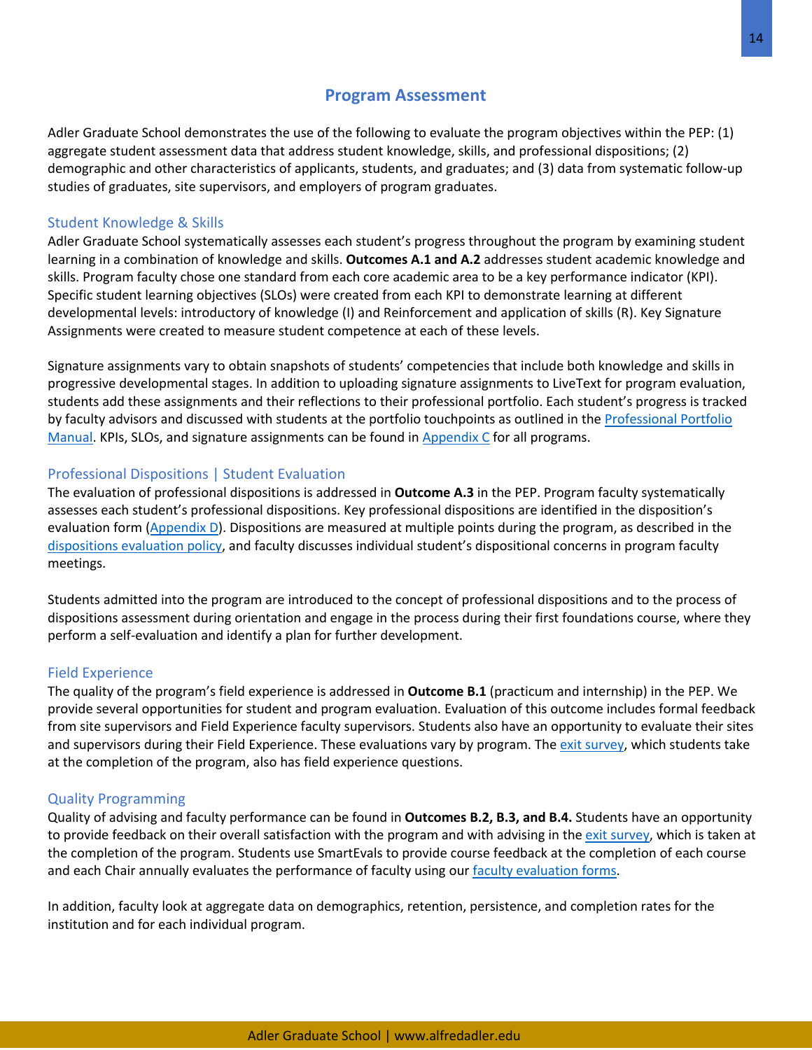## Program Assessment

Adler Graduate School demonstrates the use of the following to evaluate the program objectives within the PEP: (1) aggregate student assessment data that address student knowledge, skills, and professional dispositions; (2) demographic and other characteristics of applicants, students, and graduates; and (3) data from systematic follow-up studies of graduates, site supervisors, and employers of program graduates.

### Student Knowledge & Skills

Adler Graduate School systematically assesses each student's progress throughout the program by examining student learning in a combination of knowledge and skills. **Outcomes A.1 and A.2** addresses student academic knowledge and skills. Program faculty chose one standard from each core academic area to be a key performance indicator (KPI). Specific student learning objectives (SLOs) were created from each KPI to demonstrate learning at different developmental levels: introductory of knowledge (I) and Reinforcement and application of skills (R). Key Signature Assignments were created to measure student competence at each of these levels.

Signature assignments vary to obtain snapshots of students' competencies that include both knowledge and skills in progressive developmental stages. In addition to uploading signature assignments to LiveText for program evaluation, students add these assignments and their reflections to their professional portfolio. Each student's progress is tracked by faculty advisors and discussed with students at the portfolio touchpoints as outlined in the Professional Portfolio Manual. KPIs, SLOs, and signature assignments can be found in Appendix C for all programs.

### Professional Dispositions | Student Evaluation

The evaluation of professional dispositions is addressed in **Outcome A.3** in the PEP. Program faculty systematically assesses each student's professional dispositions. Key professional dispositions are identified in the disposition's evaluation form (Appendix D). Dispositions are measured at multiple points during the program, as described in the dispositions evaluation policy, and faculty discusses individual student's dispositional concerns in program faculty meetings.

Students admitted into the program are introduced to the concept of professional dispositions and to the process of dispositions assessment during orientation and engage in the process during their first foundations course, where they perform a self-evaluation and identify a plan for further development.

### Field Experience

The quality of the program's field experience is addressed in **Outcome B.1** (practicum and internship) in the PEP. We provide several opportunities for student and program evaluation. Evaluation of this outcome includes formal feedback from site supervisors and Field Experience faculty supervisors. Students also have an opportunity to evaluate their sites and supervisors during their Field Experience. These evaluations vary by program. The exit survey, which students take at the completion of the program, also has field experience questions.

### Quality Programming

Quality of advising and faculty performance can be found in **Outcomes B.2, B.3, and B.4.** Students have an opportunity to provide feedback on their overall satisfaction with the program and with advising in the exit survey, which is taken at the completion of the program. Students use SmartEvals to provide course feedback at the completion of each course and each Chair annually evaluates the performance of faculty using our faculty evaluation forms.

In addition, faculty look at aggregate data on demographics, retention, persistence, and completion rates for the institution and for each individual program.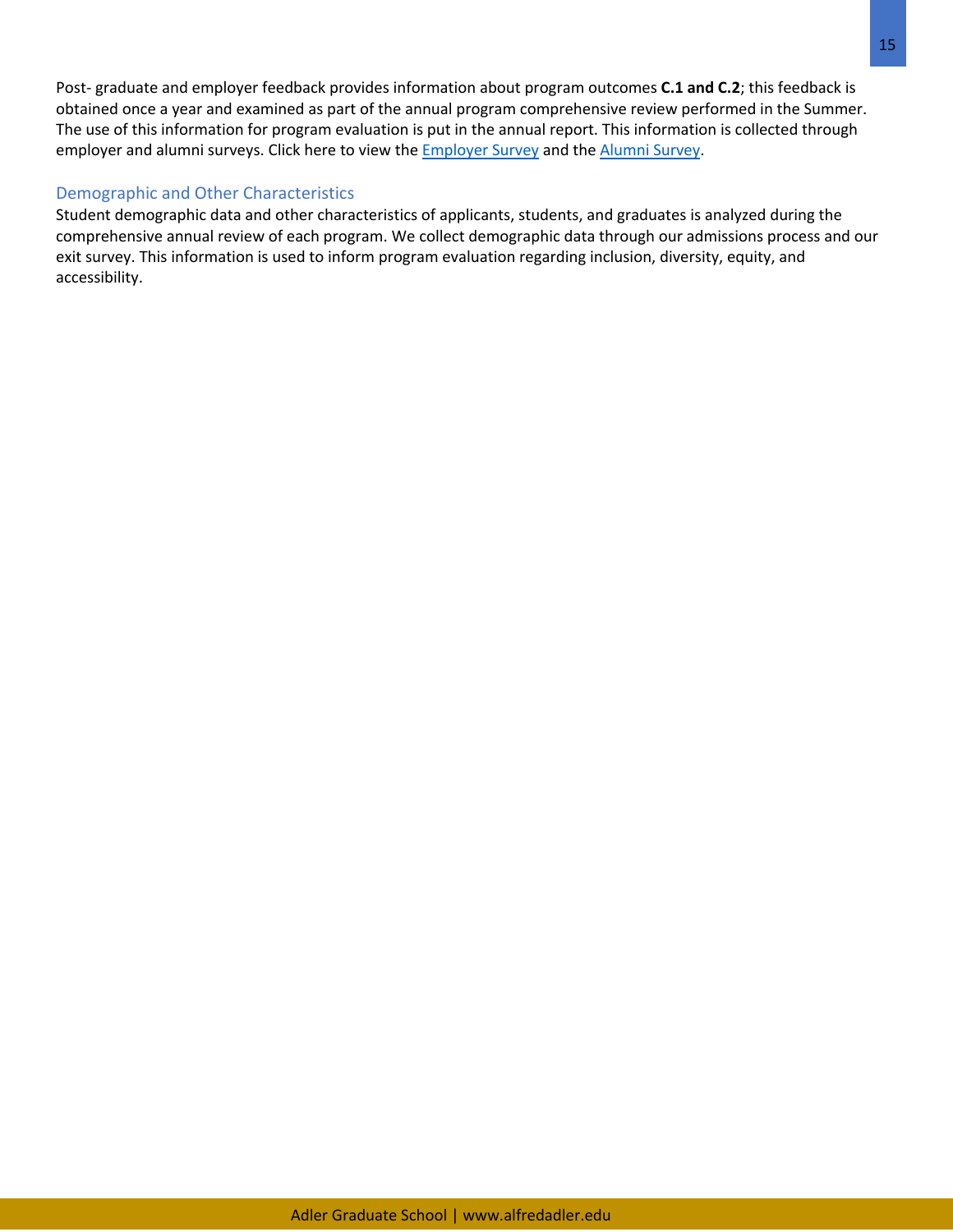Post- graduate and employer feedback provides information about program outcomes **C.1 and C.2**; this feedback is obtained once a year and examined as part of the annual program comprehensive review performed in the Summer. The use of this information for program evaluation is put in the annual report. This information is collected through employer and alumni surveys. Click here to view the Employer Survey and the Alumni Survey.

### Demographic and Other Characteristics

Student demographic data and other characteristics of applicants, students, and graduates is analyzed during the comprehensive annual review of each program. We collect demographic data through our admissions process and our exit survey. This information is used to inform program evaluation regarding inclusion, diversity, equity, and accessibility.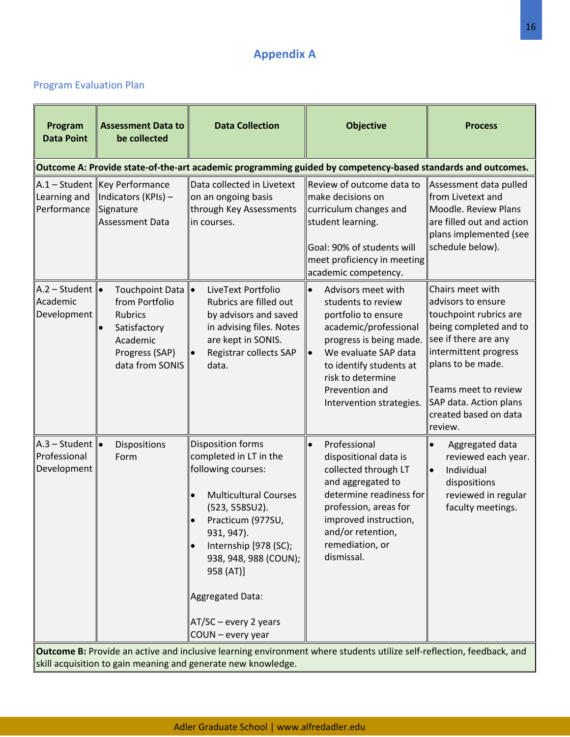# Appendix A

## Program Evaluation Plan

| Program Data Point | Assessment Data to be collected | Data Collection | Objective | Process |
|---|---|---|---|---|
| **Outcome A: Provide state-of-the-art academic programming guided by competency-based standards and outcomes.** | | | | |
| A.1 – Student Learning and Performance | Key Performance Indicators (KPIs) – Signature Assessment Data | Data collected in Livetext on an ongoing basis through Key Assessments in courses. | Review of outcome data to make decisions on curriculum changes and student learning.<br><br>Goal: 90% of students will meet proficiency in meeting academic competency. | Assessment data pulled from Livetext and Moodle. Review Plans are filled out and action plans implemented (see schedule below). |
| A.2 – Student Academic Development | • Touchpoint Data from Portfolio Rubrics<br>• Satisfactory Academic Progress (SAP) data from SONIS | • LiveText Portfolio Rubrics are filled out by advisors and saved in advising files. Notes are kept in SONIS.<br>• Registrar collects SAP data. | • Advisors meet with students to review portfolio to ensure academic/professional progress is being made.<br>• We evaluate SAP data to identify students at risk to determine Prevention and Intervention strategies. | Chairs meet with advisors to ensure touchpoint rubrics are being completed and to see if there are any intermittent progress plans to be made.<br><br>Teams meet to review SAP data. Action plans created based on data review. |
| A.3 – Student Professional Development | • Dispositions Form | Disposition forms completed in LT in the following courses:<br><br>• Multicultural Courses (523, 558SU2).<br>• Practicum (977SU, 931, 947).<br>• Internship [978 (SC); 938, 948, 988 (COUN); 958 (AT)]<br><br>Aggregated Data:<br><br>AT/SC – every 2 years<br>COUN – every year | • Professional dispositional data is collected through LT and aggregated to determine readiness for profession, areas for improved instruction, and/or retention, remediation, or dismissal. | • Aggregated data reviewed each year.<br>• Individual dispositions reviewed in regular faculty meetings. |
| **Outcome B:** Provide an active and inclusive learning environment where students utilize self-reflection, feedback, and skill acquisition to gain meaning and generate new knowledge. | | | | |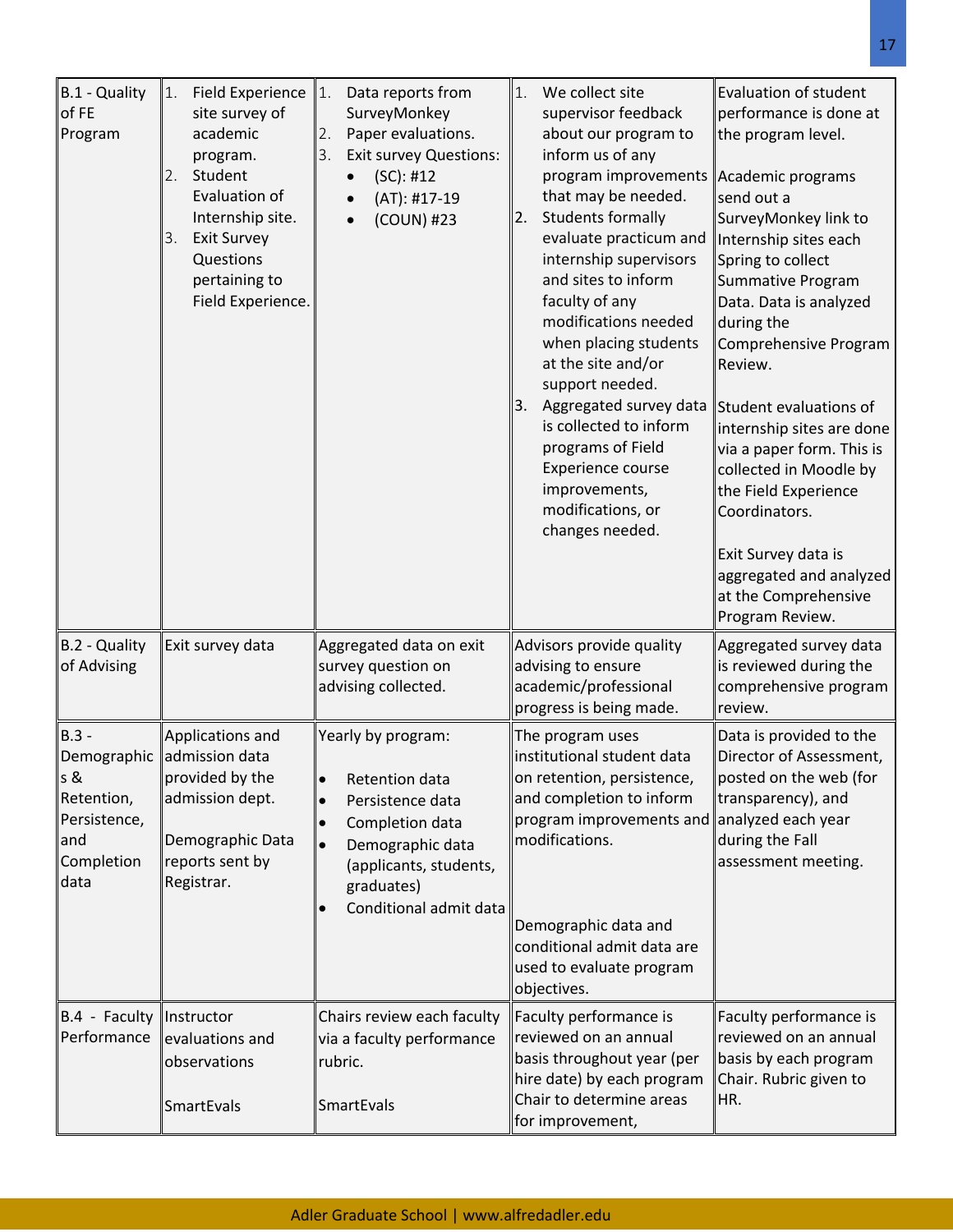| B.1 - Quality of FE Program | 1. Field Experience site survey of academic program.<br>2. Student Evaluation of Internship site.<br>3. Exit Survey Questions pertaining to Field Experience. | 1. Data reports from SurveyMonkey<br>2. Paper evaluations.<br>3. Exit survey Questions:<br>• (SC): #12<br>• (AT): #17-19<br>• (COUN) #23 | 1. We collect site supervisor feedback about our program to inform us of any program improvements that may be needed.<br>2. Students formally evaluate practicum and internship supervisors and sites to inform faculty of any modifications needed when placing students at the site and/or support needed.<br>3. Aggregated survey data is collected to inform programs of Field Experience course improvements, modifications, or changes needed. | Evaluation of student performance is done at the program level.<br><br>Academic programs send out a SurveyMonkey link to Internship sites each Spring to collect Summative Program Data. Data is analyzed during the Comprehensive Program Review.<br><br>Student evaluations of internship sites are done via a paper form. This is collected in Moodle by the Field Experience Coordinators.<br><br>Exit Survey data is aggregated and analyzed at the Comprehensive Program Review. |
|---|---|---|---|---|
| B.2 - Quality of Advising | Exit survey data | Aggregated data on exit survey question on advising collected. | Advisors provide quality advising to ensure academic/professional progress is being made. | Aggregated survey data is reviewed during the comprehensive program review. |
| B.3 - Demographics & Retention, Persistence, and Completion data | Applications and admission data provided by the admission dept.<br><br>Demographic Data reports sent by Registrar. | Yearly by program:<br>• Retention data<br>• Persistence data<br>• Completion data<br>• Demographic data (applicants, students, graduates)<br>• Conditional admit data | The program uses institutional student data on retention, persistence, and completion to inform program improvements and modifications.<br><br>Demographic data and conditional admit data are used to evaluate program objectives. | Data is provided to the Director of Assessment, posted on the web (for transparency), and analyzed each year during the Fall assessment meeting. |
| B.4 - Faculty Performance | Instructor evaluations and observations<br><br>SmartEvals | Chairs review each faculty via a faculty performance rubric.<br><br>SmartEvals | Faculty performance is reviewed on an annual basis throughout year (per hire date) by each program Chair to determine areas for improvement, | Faculty performance is reviewed on an annual basis by each program Chair. Rubric given to HR. |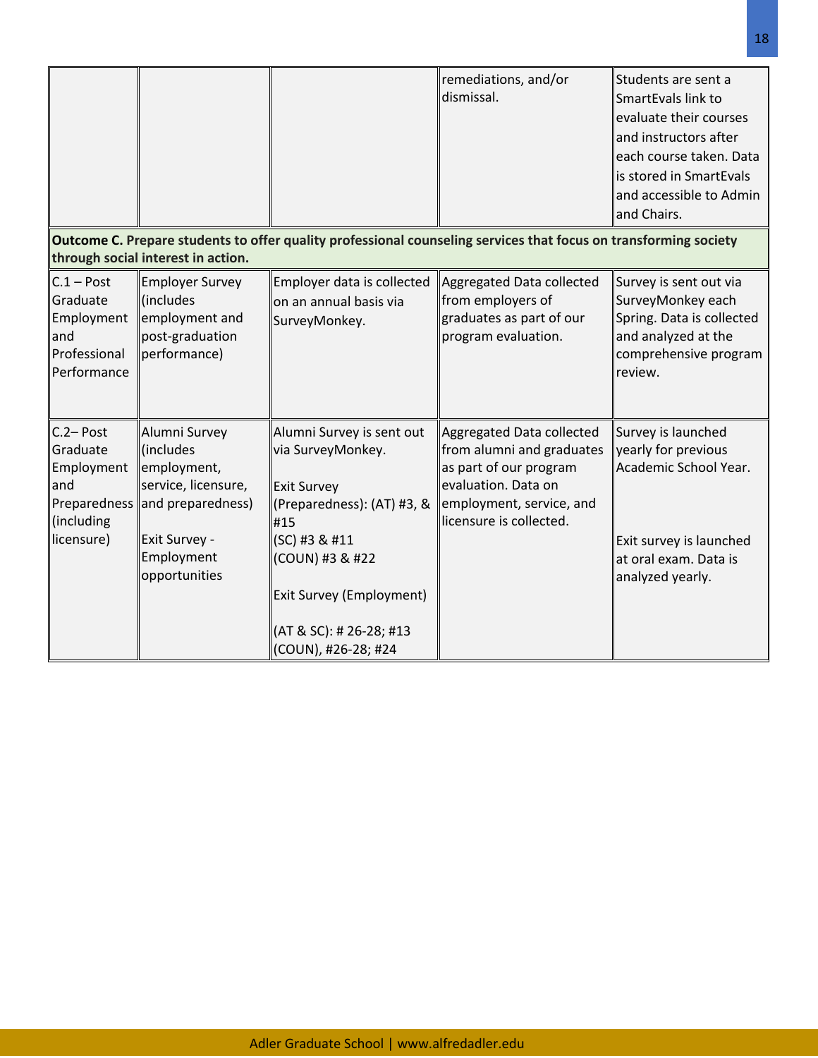| | | | | |
|---|---|---|---|---|
| | | | remediations, and/or dismissal. | Students are sent a SmartEvals link to evaluate their courses and instructors after each course taken. Data is stored in SmartEvals and accessible to Admin and Chairs. |
| **Outcome C. Prepare students to offer quality professional counseling services that focus on transforming society through social interest in action.** | | | | |
| C.1 – Post Graduate Employment and Professional Performance | Employer Survey (includes employment and post-graduation performance) | Employer data is collected on an annual basis via SurveyMonkey. | Aggregated Data collected from employers of graduates as part of our program evaluation. | Survey is sent out via SurveyMonkey each Spring. Data is collected and analyzed at the comprehensive program review. |
| C.2– Post Graduate Employment and Preparedness (including licensure) | Alumni Survey (includes employment, service, licensure, and preparedness)<br><br>Exit Survey - Employment opportunities | Alumni Survey is sent out via SurveyMonkey.<br><br>Exit Survey (Preparedness): (AT) #3, & #15<br>(SC) #3 & #11<br>(COUN) #3 & #22<br><br>Exit Survey (Employment)<br><br>(AT & SC): # 26-28; #13<br>(COUN), #26-28; #24 | Aggregated Data collected from alumni and graduates as part of our program evaluation. Data on employment, service, and licensure is collected. | Survey is launched yearly for previous Academic School Year.<br><br>Exit survey is launched at oral exam. Data is analyzed yearly. |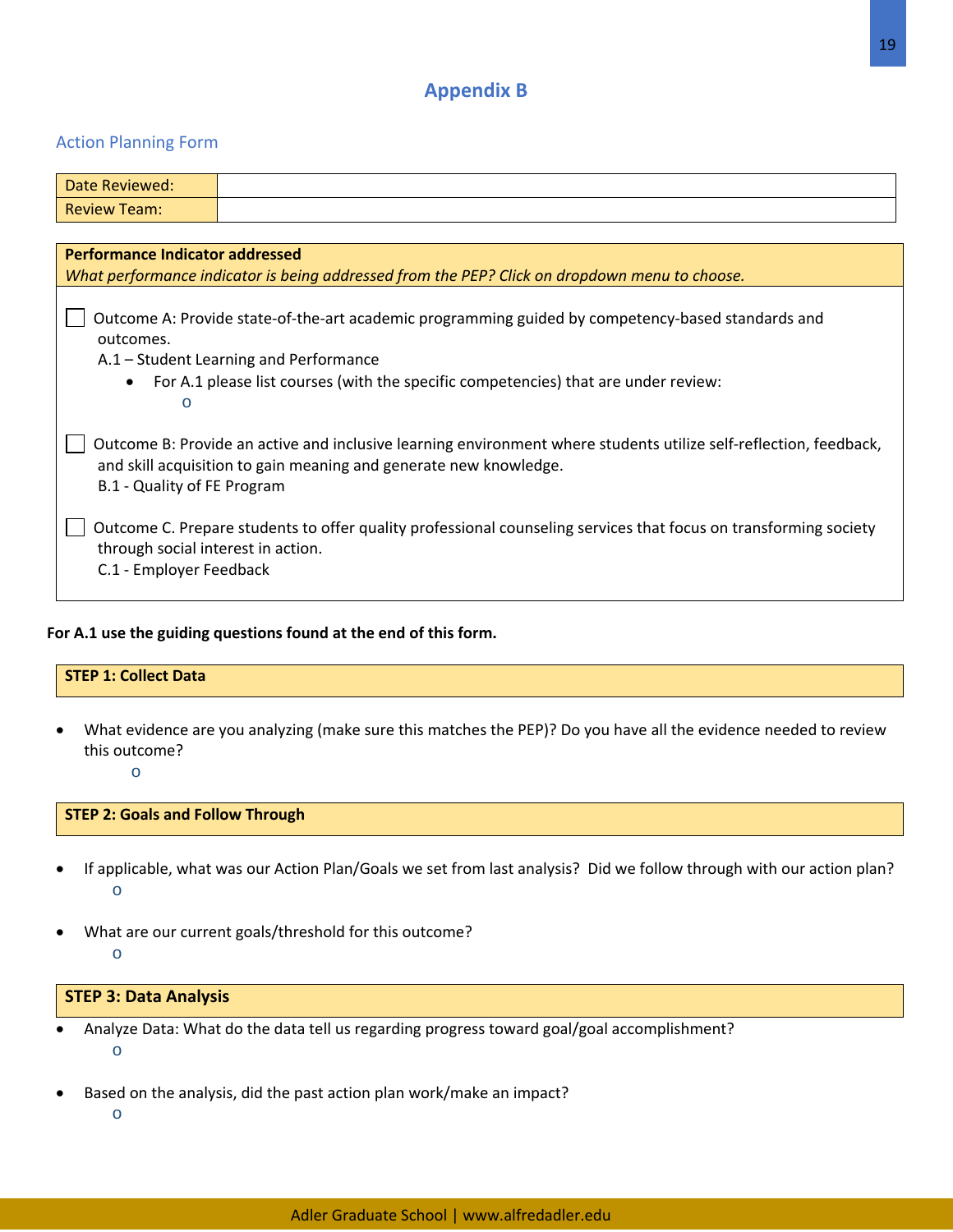# Appendix B

## Action Planning Form

| Date Reviewed: | |
|---|---|
| Review Team: | |

**Performance Indicator addressed**
*What performance indicator is being addressed from the PEP? Click on dropdown menu to choose.*

☐ Outcome A: Provide state-of-the-art academic programming guided by competency-based standards and outcomes.
A.1 – Student Learning and Performance

- For A.1 please list courses (with the specific competencies) that are under review:
    - 

☐ Outcome B: Provide an active and inclusive learning environment where students utilize self-reflection, feedback, and skill acquisition to gain meaning and generate new knowledge.
B.1 - Quality of FE Program

☐ Outcome C. Prepare students to offer quality professional counseling services that focus on transforming society through social interest in action.
C.1 - Employer Feedback

**For A.1 use the guiding questions found at the end of this form.**

**STEP 1: Collect Data**

- What evidence are you analyzing (make sure this matches the PEP)? Do you have all the evidence needed to review this outcome?
    - 

**STEP 2: Goals and Follow Through**

- If applicable, what was our Action Plan/Goals we set from last analysis? Did we follow through with our action plan?
    - 
- What are our current goals/threshold for this outcome?
    - 

**STEP 3: Data Analysis**

- Analyze Data: What do the data tell us regarding progress toward goal/goal accomplishment?
    - 
- Based on the analysis, did the past action plan work/make an impact?
    -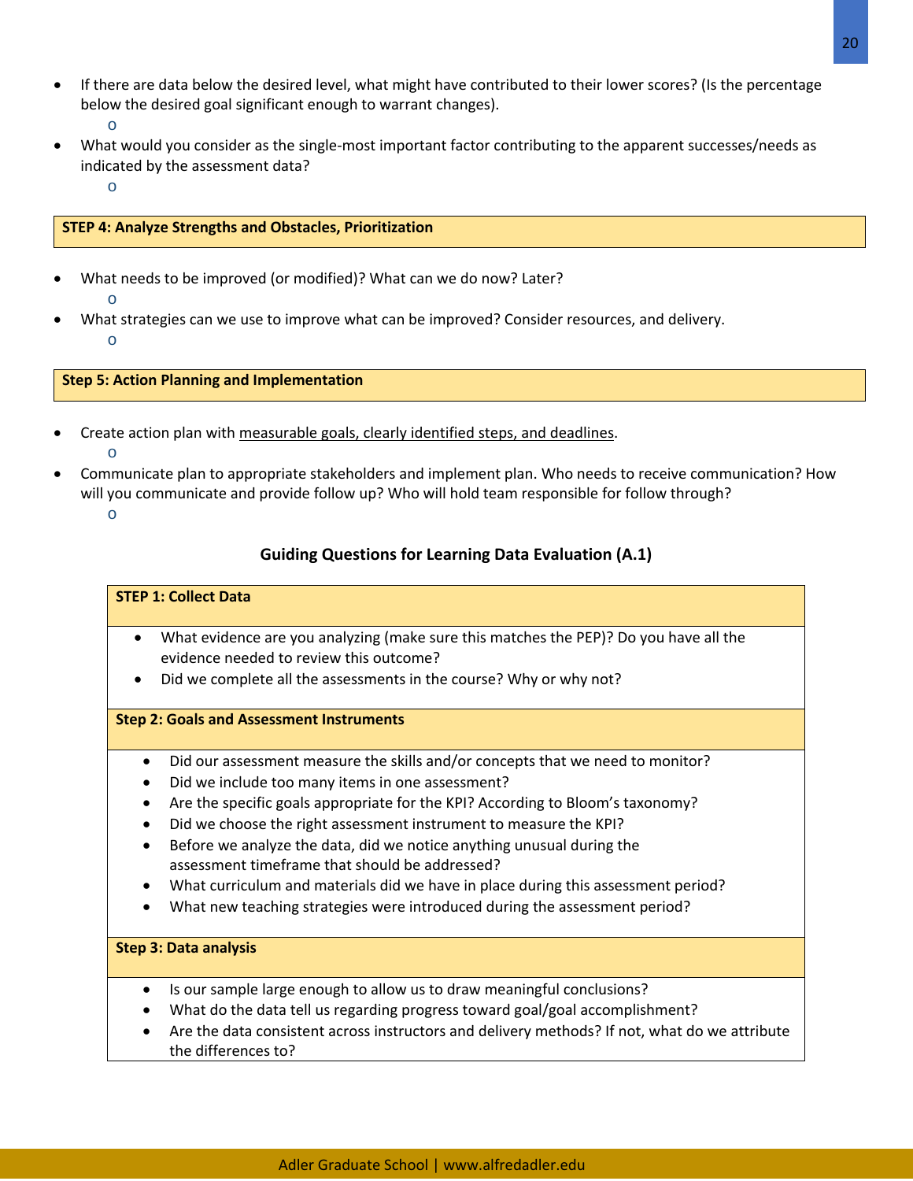- If there are data below the desired level, what might have contributed to their lower scores? (Is the percentage below the desired goal significant enough to warrant changes).
    - 
- What would you consider as the single-most important factor contributing to the apparent successes/needs as indicated by the assessment data?
    - 

| **STEP 4: Analyze Strengths and Obstacles, Prioritization** |
|---|

- What needs to be improved (or modified)? What can we do now? Later?
    - 
- What strategies can we use to improve what can be improved? Consider resources, and delivery.
    - 

| **Step 5: Action Planning and Implementation** |
|---|

- Create action plan with measurable goals, clearly identified steps, and deadlines.
    - 
- Communicate plan to appropriate stakeholders and implement plan. Who needs to receive communication? How will you communicate and provide follow up? Who will hold team responsible for follow through?
    - 

## Guiding Questions for Learning Data Evaluation (A.1)

| **STEP 1: Collect Data** |
|---|
| • What evidence are you analyzing (make sure this matches the PEP)? Do you have all the evidence needed to review this outcome?<br>• Did we complete all the assessments in the course? Why or why not? |
| **Step 2: Goals and Assessment Instruments** |
| • Did our assessment measure the skills and/or concepts that we need to monitor?<br>• Did we include too many items in one assessment?<br>• Are the specific goals appropriate for the KPI? According to Bloom's taxonomy?<br>• Did we choose the right assessment instrument to measure the KPI?<br>• Before we analyze the data, did we notice anything unusual during the assessment timeframe that should be addressed?<br>• What curriculum and materials did we have in place during this assessment period?<br>• What new teaching strategies were introduced during the assessment period? |
| **Step 3: Data analysis** |
| • Is our sample large enough to allow us to draw meaningful conclusions?<br>• What do the data tell us regarding progress toward goal/goal accomplishment?<br>• Are the data consistent across instructors and delivery methods? If not, what do we attribute the differences to? |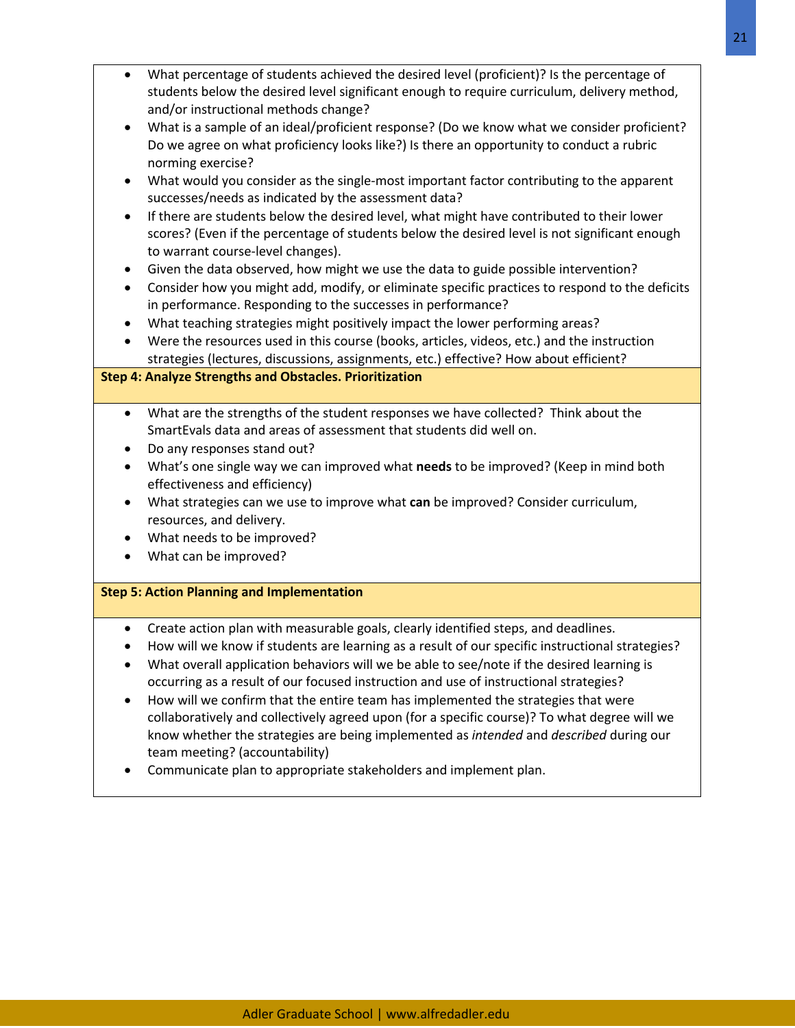- What percentage of students achieved the desired level (proficient)? Is the percentage of students below the desired level significant enough to require curriculum, delivery method, and/or instructional methods change?
- What is a sample of an ideal/proficient response? (Do we know what we consider proficient? Do we agree on what proficiency looks like?) Is there an opportunity to conduct a rubric norming exercise?
- What would you consider as the single-most important factor contributing to the apparent successes/needs as indicated by the assessment data?
- If there are students below the desired level, what might have contributed to their lower scores? (Even if the percentage of students below the desired level is not significant enough to warrant course-level changes).
- Given the data observed, how might we use the data to guide possible intervention?
- Consider how you might add, modify, or eliminate specific practices to respond to the deficits in performance. Responding to the successes in performance?
- What teaching strategies might positively impact the lower performing areas?
- Were the resources used in this course (books, articles, videos, etc.) and the instruction strategies (lectures, discussions, assignments, etc.) effective? How about efficient?

**Step 4: Analyze Strengths and Obstacles. Prioritization**

- What are the strengths of the student responses we have collected? Think about the SmartEvals data and areas of assessment that students did well on.
- Do any responses stand out?
- What's one single way we can improved what **needs** to be improved? (Keep in mind both effectiveness and efficiency)
- What strategies can we use to improve what **can** be improved? Consider curriculum, resources, and delivery.
- What needs to be improved?
- What can be improved?

**Step 5: Action Planning and Implementation**

- Create action plan with measurable goals, clearly identified steps, and deadlines.
- How will we know if students are learning as a result of our specific instructional strategies?
- What overall application behaviors will we be able to see/note if the desired learning is occurring as a result of our focused instruction and use of instructional strategies?
- How will we confirm that the entire team has implemented the strategies that were collaboratively and collectively agreed upon (for a specific course)? To what degree will we know whether the strategies are being implemented as *intended* and *described* during our team meeting? (accountability)
- Communicate plan to appropriate stakeholders and implement plan.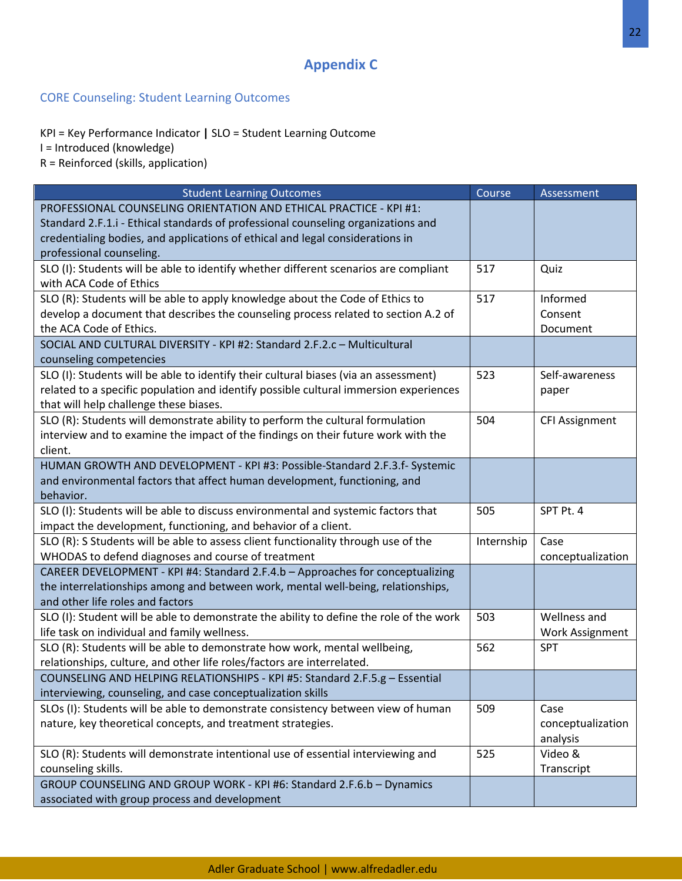# Appendix C

## CORE Counseling: Student Learning Outcomes

KPI = Key Performance Indicator **|** SLO = Student Learning Outcome
I = Introduced (knowledge)
R = Reinforced (skills, application)

| Student Learning Outcomes | Course | Assessment |
|---|---|---|
| PROFESSIONAL COUNSELING ORIENTATION AND ETHICAL PRACTICE - KPI #1: Standard 2.F.1.i - Ethical standards of professional counseling organizations and credentialing bodies, and applications of ethical and legal considerations in professional counseling. | | |
| SLO (I): Students will be able to identify whether different scenarios are compliant with ACA Code of Ethics | 517 | Quiz |
| SLO (R): Students will be able to apply knowledge about the Code of Ethics to develop a document that describes the counseling process related to section A.2 of the ACA Code of Ethics. | 517 | Informed Consent Document |
| SOCIAL AND CULTURAL DIVERSITY - KPI #2: Standard 2.F.2.c – Multicultural counseling competencies | | |
| SLO (I): Students will be able to identify their cultural biases (via an assessment) related to a specific population and identify possible cultural immersion experiences that will help challenge these biases. | 523 | Self-awareness paper |
| SLO (R): Students will demonstrate ability to perform the cultural formulation interview and to examine the impact of the findings on their future work with the client. | 504 | CFI Assignment |
| HUMAN GROWTH AND DEVELOPMENT - KPI #3: Possible-Standard 2.F.3.f- Systemic and environmental factors that affect human development, functioning, and behavior. | | |
| SLO (I): Students will be able to discuss environmental and systemic factors that impact the development, functioning, and behavior of a client. | 505 | SPT Pt. 4 |
| SLO (R): S Students will be able to assess client functionality through use of the WHODAS to defend diagnoses and course of treatment | Internship | Case conceptualization |
| CAREER DEVELOPMENT - KPI #4: Standard 2.F.4.b – Approaches for conceptualizing the interrelationships among and between work, mental well-being, relationships, and other life roles and factors | | |
| SLO (I): Student will be able to demonstrate the ability to define the role of the work life task on individual and family wellness. | 503 | Wellness and Work Assignment |
| SLO (R): Students will be able to demonstrate how work, mental wellbeing, relationships, culture, and other life roles/factors are interrelated. | 562 | SPT |
| COUNSELING AND HELPING RELATIONSHIPS - KPI #5: Standard 2.F.5.g – Essential interviewing, counseling, and case conceptualization skills | | |
| SLOs (I): Students will be able to demonstrate consistency between view of human nature, key theoretical concepts, and treatment strategies. | 509 | Case conceptualization analysis |
| SLO (R): Students will demonstrate intentional use of essential interviewing and counseling skills. | 525 | Video & Transcript |
| GROUP COUNSELING AND GROUP WORK - KPI #6: Standard 2.F.6.b – Dynamics associated with group process and development | | |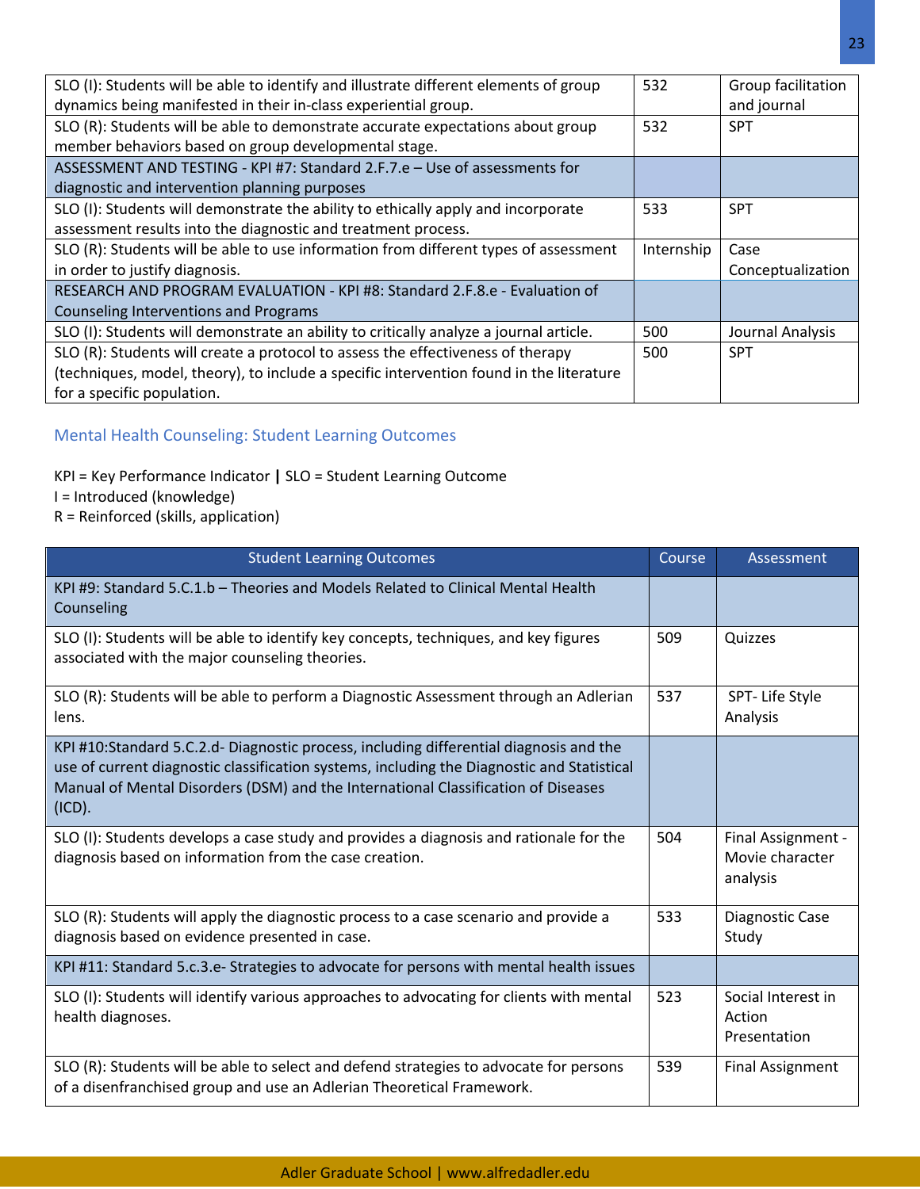| | | |
|---|---|---|
| SLO (I): Students will be able to identify and illustrate different elements of group dynamics being manifested in their in-class experiential group. | 532 | Group facilitation and journal |
| SLO (R): Students will be able to demonstrate accurate expectations about group member behaviors based on group developmental stage. | 532 | SPT |
| ASSESSMENT AND TESTING - KPI #7: Standard 2.F.7.e – Use of assessments for diagnostic and intervention planning purposes | | |
| SLO (I): Students will demonstrate the ability to ethically apply and incorporate assessment results into the diagnostic and treatment process. | 533 | SPT |
| SLO (R): Students will be able to use information from different types of assessment in order to justify diagnosis. | Internship | Case Conceptualization |
| RESEARCH AND PROGRAM EVALUATION - KPI #8: Standard 2.F.8.e - Evaluation of Counseling Interventions and Programs | | |
| SLO (I): Students will demonstrate an ability to critically analyze a journal article. | 500 | Journal Analysis |
| SLO (R): Students will create a protocol to assess the effectiveness of therapy (techniques, model, theory), to include a specific intervention found in the literature for a specific population. | 500 | SPT |

## Mental Health Counseling: Student Learning Outcomes

KPI = Key Performance Indicator **|** SLO = Student Learning Outcome
I = Introduced (knowledge)
R = Reinforced (skills, application)

| Student Learning Outcomes | Course | Assessment |
|---|---|---|
| KPI #9: Standard 5.C.1.b – Theories and Models Related to Clinical Mental Health Counseling | | |
| SLO (I): Students will be able to identify key concepts, techniques, and key figures associated with the major counseling theories. | 509 | Quizzes |
| SLO (R): Students will be able to perform a Diagnostic Assessment through an Adlerian lens. | 537 | SPT- Life Style Analysis |
| KPI #10:Standard 5.C.2.d- Diagnostic process, including differential diagnosis and the use of current diagnostic classification systems, including the Diagnostic and Statistical Manual of Mental Disorders (DSM) and the International Classification of Diseases (ICD). | | |
| SLO (I): Students develops a case study and provides a diagnosis and rationale for the diagnosis based on information from the case creation. | 504 | Final Assignment - Movie character analysis |
| SLO (R): Students will apply the diagnostic process to a case scenario and provide a diagnosis based on evidence presented in case. | 533 | Diagnostic Case Study |
| KPI #11: Standard 5.c.3.e- Strategies to advocate for persons with mental health issues | | |
| SLO (I): Students will identify various approaches to advocating for clients with mental health diagnoses. | 523 | Social Interest in Action Presentation |
| SLO (R): Students will be able to select and defend strategies to advocate for persons of a disenfranchised group and use an Adlerian Theoretical Framework. | 539 | Final Assignment |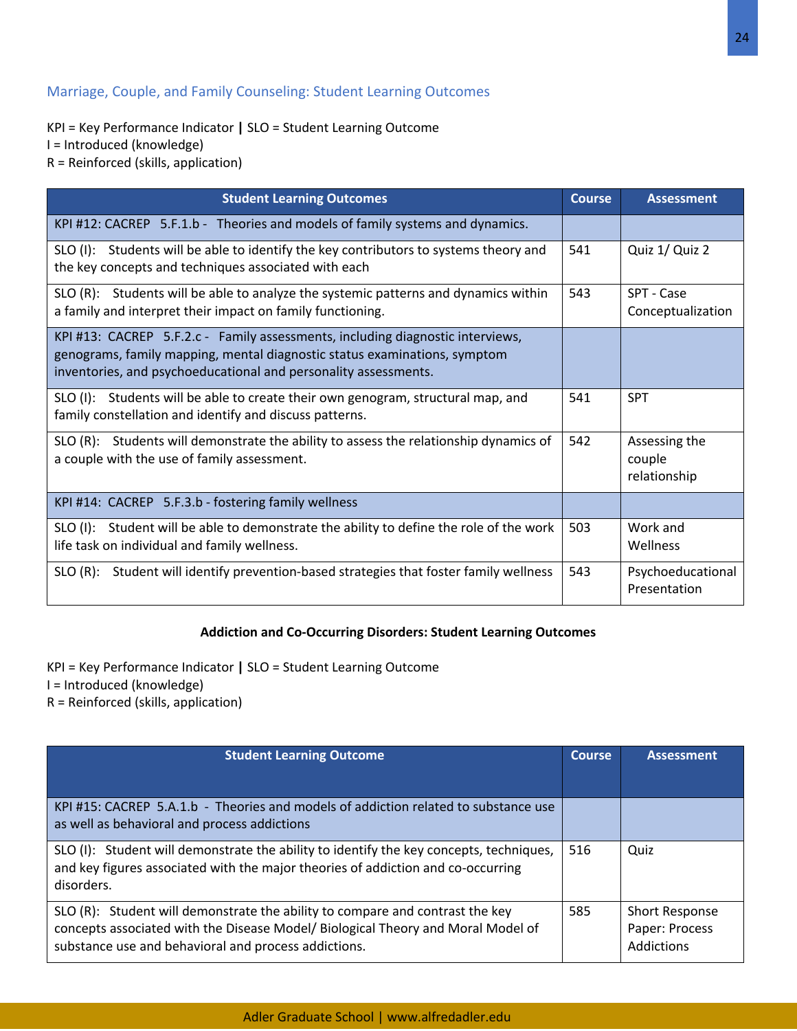## Marriage, Couple, and Family Counseling: Student Learning Outcomes

KPI = Key Performance Indicator **|** SLO = Student Learning Outcome
I = Introduced (knowledge)
R = Reinforced (skills, application)

| Student Learning Outcomes | Course | Assessment |
|---|---|---|
| KPI #12: CACREP 5.F.1.b - Theories and models of family systems and dynamics. | | |
| SLO (I): Students will be able to identify the key contributors to systems theory and the key concepts and techniques associated with each | 541 | Quiz 1/ Quiz 2 |
| SLO (R): Students will be able to analyze the systemic patterns and dynamics within a family and interpret their impact on family functioning. | 543 | SPT - Case Conceptualization |
| KPI #13: CACREP 5.F.2.c - Family assessments, including diagnostic interviews, genograms, family mapping, mental diagnostic status examinations, symptom inventories, and psychoeducational and personality assessments. | | |
| SLO (I): Students will be able to create their own genogram, structural map, and family constellation and identify and discuss patterns. | 541 | SPT |
| SLO (R): Students will demonstrate the ability to assess the relationship dynamics of a couple with the use of family assessment. | 542 | Assessing the couple relationship |
| KPI #14: CACREP 5.F.3.b - fostering family wellness | | |
| SLO (I): Student will be able to demonstrate the ability to define the role of the work life task on individual and family wellness. | 503 | Work and Wellness |
| SLO (R): Student will identify prevention-based strategies that foster family wellness | 543 | Psychoeducational Presentation |

**Addiction and Co-Occurring Disorders: Student Learning Outcomes**

KPI = Key Performance Indicator **|** SLO = Student Learning Outcome
I = Introduced (knowledge)
R = Reinforced (skills, application)

| Student Learning Outcome | Course | Assessment |
|---|---|---|
| KPI #15: CACREP 5.A.1.b - Theories and models of addiction related to substance use as well as behavioral and process addictions | | |
| SLO (I): Student will demonstrate the ability to identify the key concepts, techniques, and key figures associated with the major theories of addiction and co-occurring disorders. | 516 | Quiz |
| SLO (R): Student will demonstrate the ability to compare and contrast the key concepts associated with the Disease Model/ Biological Theory and Moral Model of substance use and behavioral and process addictions. | 585 | Short Response Paper: Process Addictions |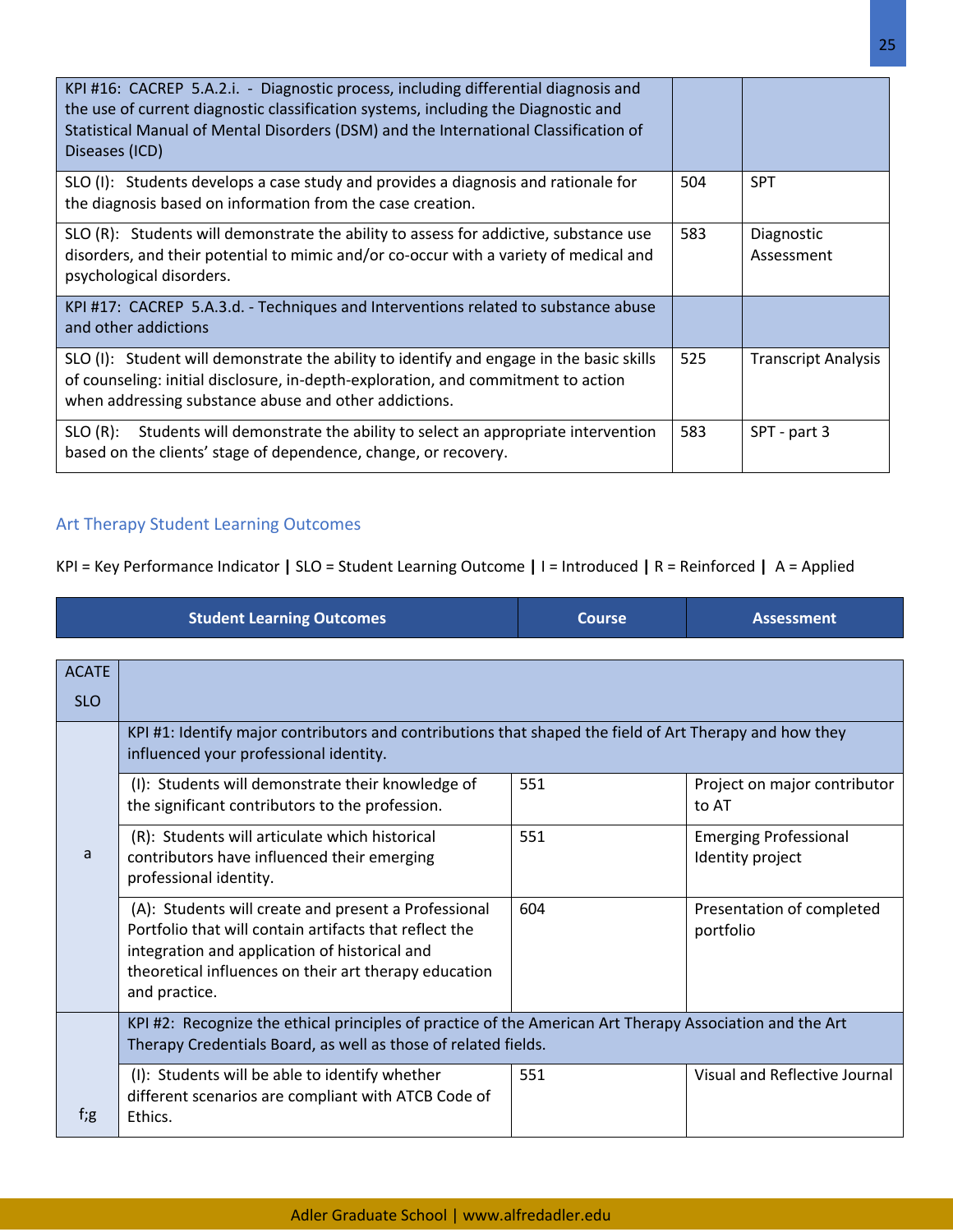| | | |
|---|---|---|
| KPI #16: CACREP 5.A.2.i. - Diagnostic process, including differential diagnosis and the use of current diagnostic classification systems, including the Diagnostic and Statistical Manual of Mental Disorders (DSM) and the International Classification of Diseases (ICD) | | |
| SLO (I): Students develops a case study and provides a diagnosis and rationale for the diagnosis based on information from the case creation. | 504 | SPT |
| SLO (R): Students will demonstrate the ability to assess for addictive, substance use disorders, and their potential to mimic and/or co-occur with a variety of medical and psychological disorders. | 583 | Diagnostic Assessment |
| KPI #17: CACREP 5.A.3.d. - Techniques and Interventions related to substance abuse and other addictions | | |
| SLO (I): Student will demonstrate the ability to identify and engage in the basic skills of counseling: initial disclosure, in-depth-exploration, and commitment to action when addressing substance abuse and other addictions. | 525 | Transcript Analysis |
| SLO (R): Students will demonstrate the ability to select an appropriate intervention based on the clients' stage of dependence, change, or recovery. | 583 | SPT - part 3 |

## Art Therapy Student Learning Outcomes

KPI = Key Performance Indicator **|** SLO = Student Learning Outcome **|** I = Introduced **|** R = Reinforced **|** A = Applied

| ACATE SLO | Student Learning Outcomes | Course | Assessment |
|---|---|---|---|
| | KPI #1: Identify major contributors and contributions that shaped the field of Art Therapy and how they influenced your professional identity. | | |
| a | (I): Students will demonstrate their knowledge of the significant contributors to the profession. | 551 | Project on major contributor to AT |
| a | (R): Students will articulate which historical contributors have influenced their emerging professional identity. | 551 | Emerging Professional Identity project |
| a | (A): Students will create and present a Professional Portfolio that will contain artifacts that reflect the integration and application of historical and theoretical influences on their art therapy education and practice. | 604 | Presentation of completed portfolio |
| | KPI #2: Recognize the ethical principles of practice of the American Art Therapy Association and the Art Therapy Credentials Board, as well as those of related fields. | | |
| f;g | (I): Students will be able to identify whether different scenarios are compliant with ATCB Code of Ethics. | 551 | Visual and Reflective Journal |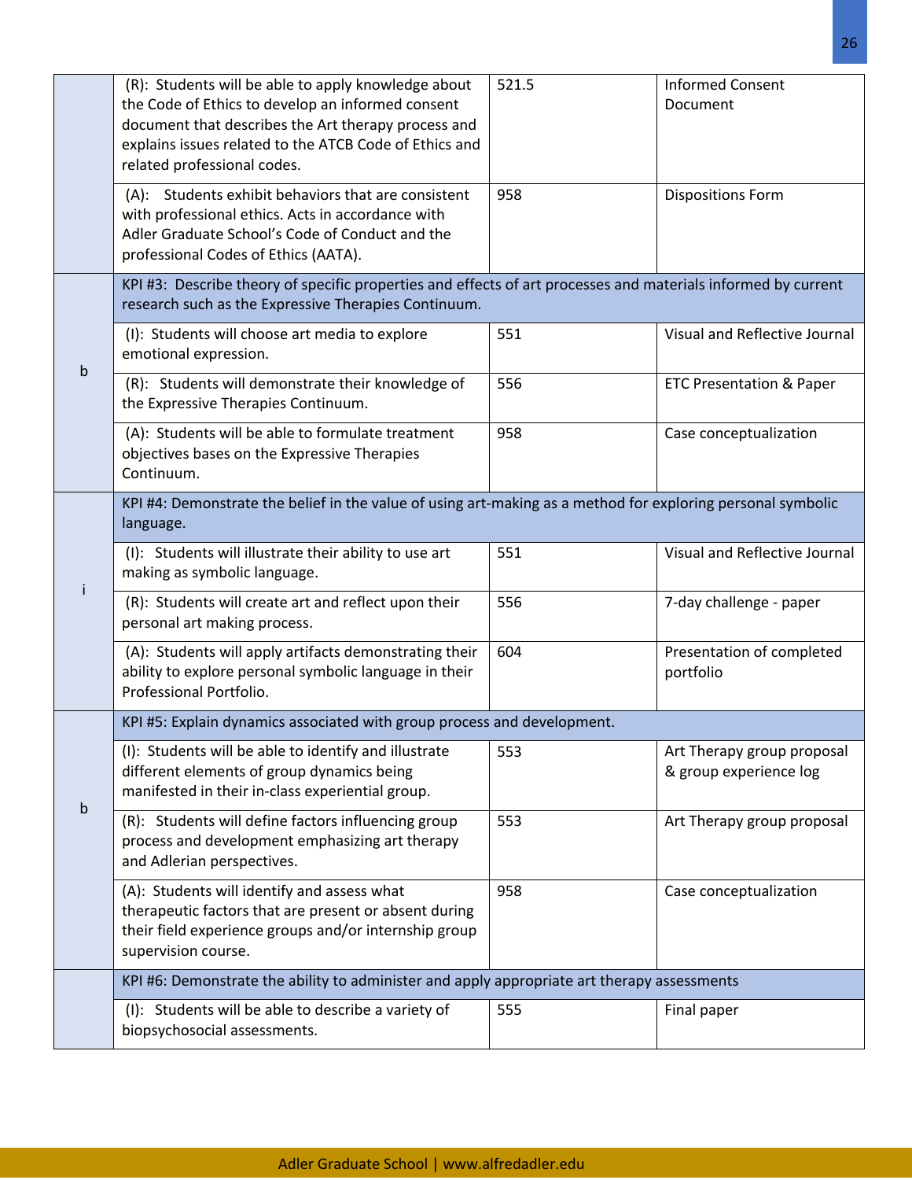| | | | |
|---|---|---|---|
| | (R): Students will be able to apply knowledge about the Code of Ethics to develop an informed consent document that describes the Art therapy process and explains issues related to the ATCB Code of Ethics and related professional codes. | 521.5 | Informed Consent Document |
| | (A): Students exhibit behaviors that are consistent with professional ethics. Acts in accordance with Adler Graduate School's Code of Conduct and the professional Codes of Ethics (AATA). | 958 | Dispositions Form |
| b | KPI #3: Describe theory of specific properties and effects of art processes and materials informed by current research such as the Expressive Therapies Continuum. | | |
| | (I): Students will choose art media to explore emotional expression. | 551 | Visual and Reflective Journal |
| | (R): Students will demonstrate their knowledge of the Expressive Therapies Continuum. | 556 | ETC Presentation & Paper |
| | (A): Students will be able to formulate treatment objectives bases on the Expressive Therapies Continuum. | 958 | Case conceptualization |
| i | KPI #4: Demonstrate the belief in the value of using art-making as a method for exploring personal symbolic language. | | |
| | (I): Students will illustrate their ability to use art making as symbolic language. | 551 | Visual and Reflective Journal |
| | (R): Students will create art and reflect upon their personal art making process. | 556 | 7-day challenge - paper |
| | (A): Students will apply artifacts demonstrating their ability to explore personal symbolic language in their Professional Portfolio. | 604 | Presentation of completed portfolio |
| b | KPI #5: Explain dynamics associated with group process and development. | | |
| | (I): Students will be able to identify and illustrate different elements of group dynamics being manifested in their in-class experiential group. | 553 | Art Therapy group proposal & group experience log |
| | (R): Students will define factors influencing group process and development emphasizing art therapy and Adlerian perspectives. | 553 | Art Therapy group proposal |
| | (A): Students will identify and assess what therapeutic factors that are present or absent during their field experience groups and/or internship group supervision course. | 958 | Case conceptualization |
| | KPI #6: Demonstrate the ability to administer and apply appropriate art therapy assessments | | |
| | (I): Students will be able to describe a variety of biopsychosocial assessments. | 555 | Final paper |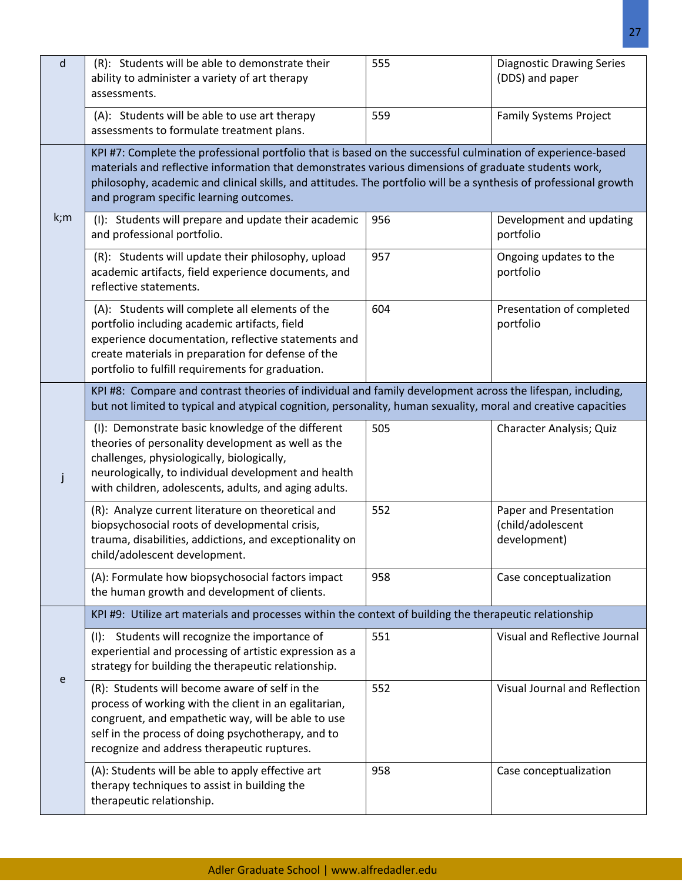| | | | |
|---|---|---|---|
| d | (R): Students will be able to demonstrate their ability to administer a variety of art therapy assessments. | 555 | Diagnostic Drawing Series (DDS) and paper |
| | (A): Students will be able to use art therapy assessments to formulate treatment plans. | 559 | Family Systems Project |
| k;m | KPI #7: Complete the professional portfolio that is based on the successful culmination of experience-based materials and reflective information that demonstrates various dimensions of graduate students work, philosophy, academic and clinical skills, and attitudes. The portfolio will be a synthesis of professional growth and program specific learning outcomes. | | |
| | (I): Students will prepare and update their academic and professional portfolio. | 956 | Development and updating portfolio |
| | (R): Students will update their philosophy, upload academic artifacts, field experience documents, and reflective statements. | 957 | Ongoing updates to the portfolio |
| | (A): Students will complete all elements of the portfolio including academic artifacts, field experience documentation, reflective statements and create materials in preparation for defense of the portfolio to fulfill requirements for graduation. | 604 | Presentation of completed portfolio |
| j | KPI #8: Compare and contrast theories of individual and family development across the lifespan, including, but not limited to typical and atypical cognition, personality, human sexuality, moral and creative capacities | | |
| | (I): Demonstrate basic knowledge of the different theories of personality development as well as the challenges, physiologically, biologically, neurologically, to individual development and health with children, adolescents, adults, and aging adults. | 505 | Character Analysis; Quiz |
| | (R): Analyze current literature on theoretical and biopsychosocial roots of developmental crisis, trauma, disabilities, addictions, and exceptionality on child/adolescent development. | 552 | Paper and Presentation (child/adolescent development) |
| | (A): Formulate how biopsychosocial factors impact the human growth and development of clients. | 958 | Case conceptualization |
| e | KPI #9: Utilize art materials and processes within the context of building the therapeutic relationship | | |
| | (I): Students will recognize the importance of experiential and processing of artistic expression as a strategy for building the therapeutic relationship. | 551 | Visual and Reflective Journal |
| | (R): Students will become aware of self in the process of working with the client in an egalitarian, congruent, and empathetic way, will be able to use self in the process of doing psychotherapy, and to recognize and address therapeutic ruptures. | 552 | Visual Journal and Reflection |
| | (A): Students will be able to apply effective art therapy techniques to assist in building the therapeutic relationship. | 958 | Case conceptualization |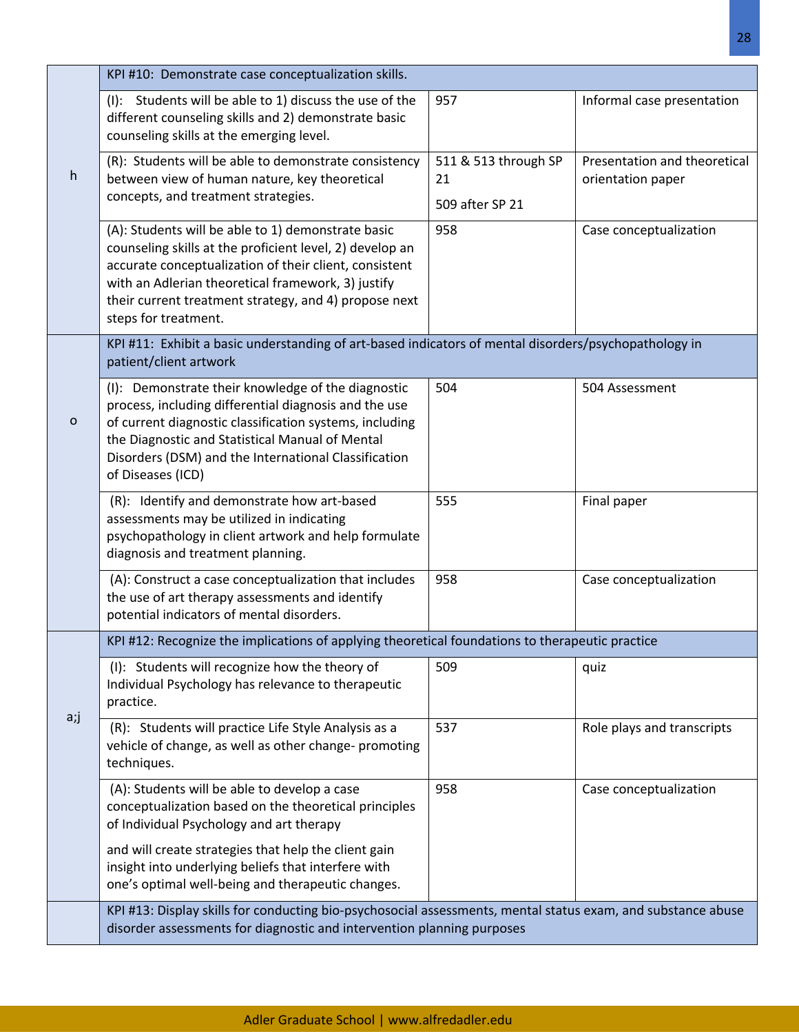| | | | |
|---|---|---|---|
| h | KPI #10: Demonstrate case conceptualization skills. | | |
| | (I): Students will be able to 1) discuss the use of the different counseling skills and 2) demonstrate basic counseling skills at the emerging level. | 957 | Informal case presentation |
| | (R): Students will be able to demonstrate consistency between view of human nature, key theoretical concepts, and treatment strategies. | 511 & 513 through SP 21<br><br>509 after SP 21 | Presentation and theoretical orientation paper |
| | (A): Students will be able to 1) demonstrate basic counseling skills at the proficient level, 2) develop an accurate conceptualization of their client, consistent with an Adlerian theoretical framework, 3) justify their current treatment strategy, and 4) propose next steps for treatment. | 958 | Case conceptualization |
| o | KPI #11: Exhibit a basic understanding of art-based indicators of mental disorders/psychopathology in patient/client artwork | | |
| | (I): Demonstrate their knowledge of the diagnostic process, including differential diagnosis and the use of current diagnostic classification systems, including the Diagnostic and Statistical Manual of Mental Disorders (DSM) and the International Classification of Diseases (ICD) | 504 | 504 Assessment |
| | (R): Identify and demonstrate how art-based assessments may be utilized in indicating psychopathology in client artwork and help formulate diagnosis and treatment planning. | 555 | Final paper |
| | (A): Construct a case conceptualization that includes the use of art therapy assessments and identify potential indicators of mental disorders. | 958 | Case conceptualization |
| a;j | KPI #12: Recognize the implications of applying theoretical foundations to therapeutic practice | | |
| | (I): Students will recognize how the theory of Individual Psychology has relevance to therapeutic practice. | 509 | quiz |
| | (R): Students will practice Life Style Analysis as a vehicle of change, as well as other change- promoting techniques. | 537 | Role plays and transcripts |
| | (A): Students will be able to develop a case conceptualization based on the theoretical principles of Individual Psychology and art therapy<br><br>and will create strategies that help the client gain insight into underlying beliefs that interfere with one's optimal well-being and therapeutic changes. | 958 | Case conceptualization |
| | KPI #13: Display skills for conducting bio-psychosocial assessments, mental status exam, and substance abuse disorder assessments for diagnostic and intervention planning purposes | | |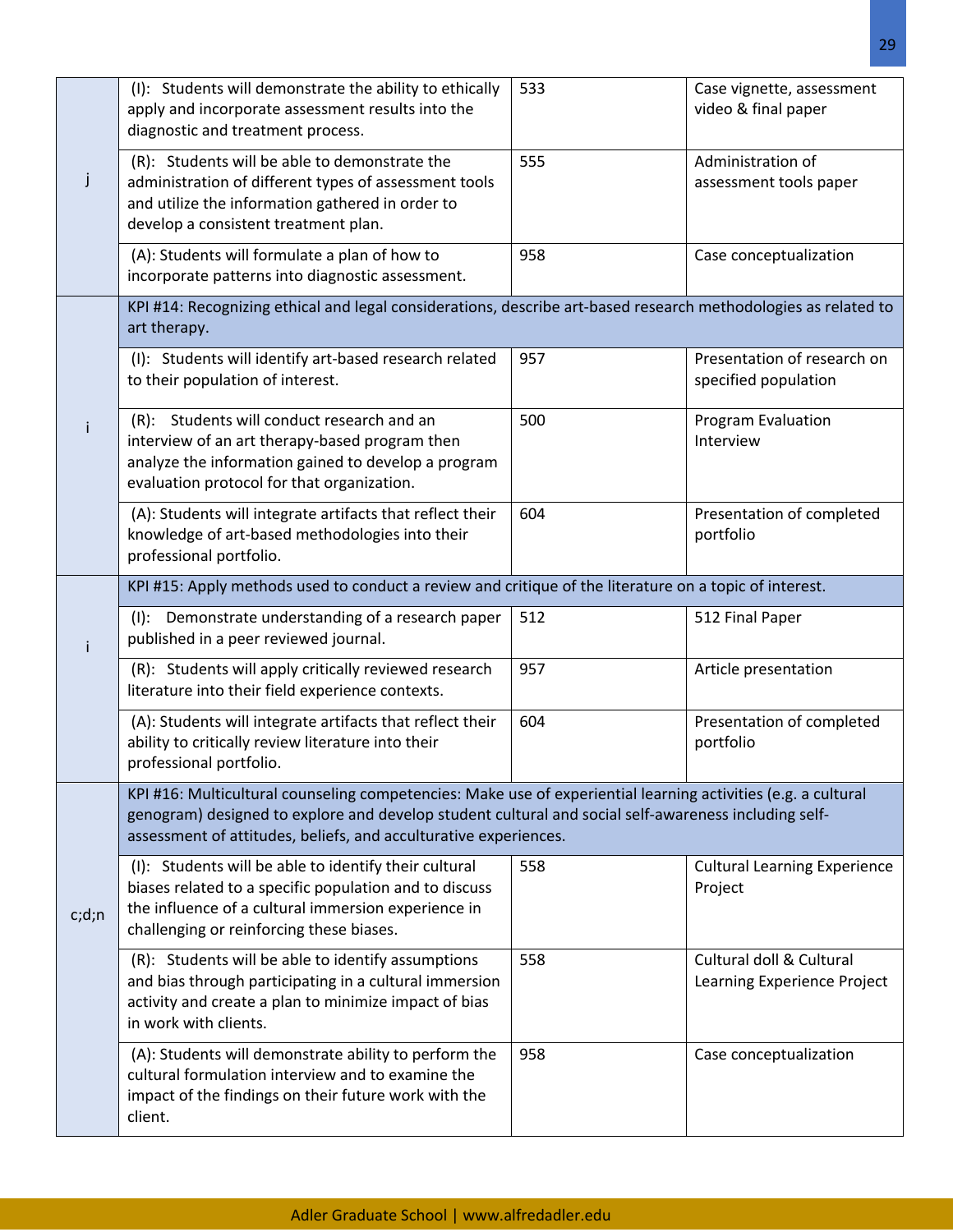| | | | |
|---|---|---|---|
| j | (I): Students will demonstrate the ability to ethically apply and incorporate assessment results into the diagnostic and treatment process. | 533 | Case vignette, assessment video & final paper |
| | (R): Students will be able to demonstrate the administration of different types of assessment tools and utilize the information gathered in order to develop a consistent treatment plan. | 555 | Administration of assessment tools paper |
| | (A): Students will formulate a plan of how to incorporate patterns into diagnostic assessment. | 958 | Case conceptualization |
| i | KPI #14: Recognizing ethical and legal considerations, describe art-based research methodologies as related to art therapy. | | |
| | (I): Students will identify art-based research related to their population of interest. | 957 | Presentation of research on specified population |
| | (R): Students will conduct research and an interview of an art therapy-based program then analyze the information gained to develop a program evaluation protocol for that organization. | 500 | Program Evaluation Interview |
| | (A): Students will integrate artifacts that reflect their knowledge of art-based methodologies into their professional portfolio. | 604 | Presentation of completed portfolio |
| i | KPI #15: Apply methods used to conduct a review and critique of the literature on a topic of interest. | | |
| | (I): Demonstrate understanding of a research paper published in a peer reviewed journal. | 512 | 512 Final Paper |
| | (R): Students will apply critically reviewed research literature into their field experience contexts. | 957 | Article presentation |
| | (A): Students will integrate artifacts that reflect their ability to critically review literature into their professional portfolio. | 604 | Presentation of completed portfolio |
| c;d;n | KPI #16: Multicultural counseling competencies: Make use of experiential learning activities (e.g. a cultural genogram) designed to explore and develop student cultural and social self-awareness including self-assessment of attitudes, beliefs, and acculturative experiences. | | |
| | (I): Students will be able to identify their cultural biases related to a specific population and to discuss the influence of a cultural immersion experience in challenging or reinforcing these biases. | 558 | Cultural Learning Experience Project |
| | (R): Students will be able to identify assumptions and bias through participating in a cultural immersion activity and create a plan to minimize impact of bias in work with clients. | 558 | Cultural doll & Cultural Learning Experience Project |
| | (A): Students will demonstrate ability to perform the cultural formulation interview and to examine the impact of the findings on their future work with the client. | 958 | Case conceptualization |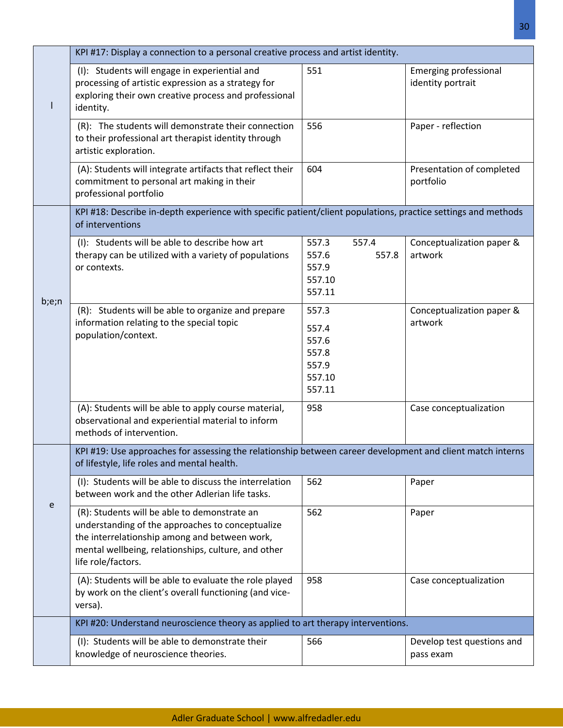| | | | |
|---|---|---|---|
| l | KPI #17: Display a connection to a personal creative process and artist identity. | | |
| | (I): Students will engage in experiential and processing of artistic expression as a strategy for exploring their own creative process and professional identity. | 551 | Emerging professional identity portrait |
| | (R): The students will demonstrate their connection to their professional art therapist identity through artistic exploration. | 556 | Paper - reflection |
| | (A): Students will integrate artifacts that reflect their commitment to personal art making in their professional portfolio | 604 | Presentation of completed portfolio |
| b;e;n | KPI #18: Describe in-depth experience with specific patient/client populations, practice settings and methods of interventions | | |
| | (I): Students will be able to describe how art therapy can be utilized with a variety of populations or contexts. | 557.3 557.4 557.6 557.8 557.9 557.10 557.11 | Conceptualization paper & artwork |
| | (R): Students will be able to organize and prepare information relating to the special topic population/context. | 557.3 557.4 557.6 557.8 557.9 557.10 557.11 | Conceptualization paper & artwork |
| | (A): Students will be able to apply course material, observational and experiential material to inform methods of intervention. | 958 | Case conceptualization |
| e | KPI #19: Use approaches for assessing the relationship between career development and client match interns of lifestyle, life roles and mental health. | | |
| | (I): Students will be able to discuss the interrelation between work and the other Adlerian life tasks. | 562 | Paper |
| | (R): Students will be able to demonstrate an understanding of the approaches to conceptualize the interrelationship among and between work, mental wellbeing, relationships, culture, and other life role/factors. | 562 | Paper |
| | (A): Students will be able to evaluate the role played by work on the client's overall functioning (and vice-versa). | 958 | Case conceptualization |
| | KPI #20: Understand neuroscience theory as applied to art therapy interventions. | | |
| | (I): Students will be able to demonstrate their knowledge of neuroscience theories. | 566 | Develop test questions and pass exam |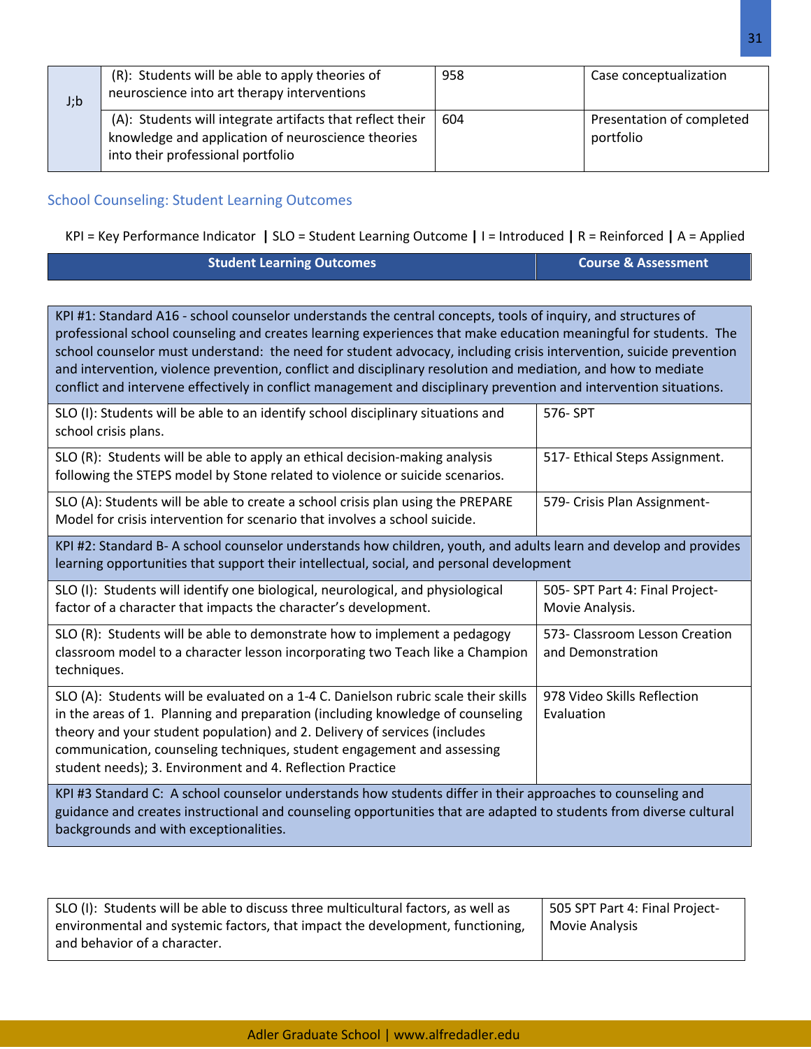| J;b | (R): Students will be able to apply theories of neuroscience into art therapy interventions | 958 | Case conceptualization |
|---|---|---|---|
| | (A): Students will integrate artifacts that reflect their knowledge and application of neuroscience theories into their professional portfolio | 604 | Presentation of completed portfolio |

## School Counseling: Student Learning Outcomes

KPI = Key Performance Indicator **|** SLO = Student Learning Outcome **|** I = Introduced **|** R = Reinforced **|** A = Applied

| Student Learning Outcomes | Course & Assessment |
|---|---|
| KPI #1: Standard A16 - school counselor understands the central concepts, tools of inquiry, and structures of professional school counseling and creates learning experiences that make education meaningful for students. The school counselor must understand: the need for student advocacy, including crisis intervention, suicide prevention and intervention, violence prevention, conflict and disciplinary resolution and mediation, and how to mediate conflict and intervene effectively in conflict management and disciplinary prevention and intervention situations. | |
| SLO (I): Students will be able to an identify school disciplinary situations and school crisis plans. | 576- SPT |
| SLO (R): Students will be able to apply an ethical decision-making analysis following the STEPS model by Stone related to violence or suicide scenarios. | 517- Ethical Steps Assignment. |
| SLO (A): Students will be able to create a school crisis plan using the PREPARE Model for crisis intervention for scenario that involves a school suicide. | 579- Crisis Plan Assignment- |
| KPI #2: Standard B- A school counselor understands how children, youth, and adults learn and develop and provides learning opportunities that support their intellectual, social, and personal development | |
| SLO (I): Students will identify one biological, neurological, and physiological factor of a character that impacts the character's development. | 505- SPT Part 4: Final Project-Movie Analysis. |
| SLO (R): Students will be able to demonstrate how to implement a pedagogy classroom model to a character lesson incorporating two Teach like a Champion techniques. | 573- Classroom Lesson Creation and Demonstration |
| SLO (A): Students will be evaluated on a 1-4 C. Danielson rubric scale their skills in the areas of 1. Planning and preparation (including knowledge of counseling theory and your student population) and 2. Delivery of services (includes communication, counseling techniques, student engagement and assessing student needs); 3. Environment and 4. Reflection Practice | 978 Video Skills Reflection Evaluation |
| KPI #3 Standard C: A school counselor understands how students differ in their approaches to counseling and guidance and creates instructional and counseling opportunities that are adapted to students from diverse cultural backgrounds and with exceptionalities. | |
| SLO (I): Students will be able to discuss three multicultural factors, as well as environmental and systemic factors, that impact the development, functioning, and behavior of a character. | 505 SPT Part 4: Final Project-Movie Analysis |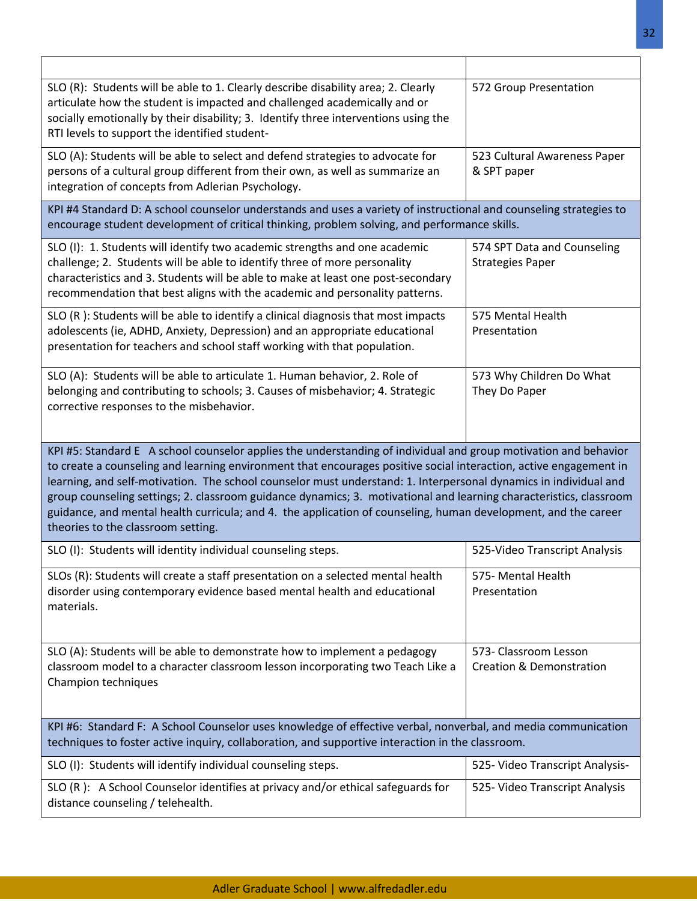| | |
|---|---|
| SLO (R): Students will be able to 1. Clearly describe disability area; 2. Clearly articulate how the student is impacted and challenged academically and or socially emotionally by their disability; 3. Identify three interventions using the RTI levels to support the identified student- | 572 Group Presentation |
| SLO (A): Students will be able to select and defend strategies to advocate for persons of a cultural group different from their own, as well as summarize an integration of concepts from Adlerian Psychology. | 523 Cultural Awareness Paper & SPT paper |
| KPI #4 Standard D: A school counselor understands and uses a variety of instructional and counseling strategies to encourage student development of critical thinking, problem solving, and performance skills. | |
| SLO (I): 1. Students will identify two academic strengths and one academic challenge; 2. Students will be able to identify three of more personality characteristics and 3. Students will be able to make at least one post-secondary recommendation that best aligns with the academic and personality patterns. | 574 SPT Data and Counseling Strategies Paper |
| SLO (R ): Students will be able to identify a clinical diagnosis that most impacts adolescents (ie, ADHD, Anxiety, Depression) and an appropriate educational presentation for teachers and school staff working with that population. | 575 Mental Health Presentation |
| SLO (A): Students will be able to articulate 1. Human behavior, 2. Role of belonging and contributing to schools; 3. Causes of misbehavior; 4. Strategic corrective responses to the misbehavior. | 573 Why Children Do What They Do Paper |
| KPI #5: Standard E A school counselor applies the understanding of individual and group motivation and behavior to create a counseling and learning environment that encourages positive social interaction, active engagement in learning, and self-motivation. The school counselor must understand: 1. Interpersonal dynamics in individual and group counseling settings; 2. classroom guidance dynamics; 3. motivational and learning characteristics, classroom guidance, and mental health curricula; and 4. the application of counseling, human development, and the career theories to the classroom setting. | |
| SLO (I): Students will identity individual counseling steps. | 525-Video Transcript Analysis |
| SLOs (R): Students will create a staff presentation on a selected mental health disorder using contemporary evidence based mental health and educational materials. | 575- Mental Health Presentation |
| SLO (A): Students will be able to demonstrate how to implement a pedagogy classroom model to a character classroom lesson incorporating two Teach Like a Champion techniques | 573- Classroom Lesson Creation & Demonstration |
| KPI #6: Standard F: A School Counselor uses knowledge of effective verbal, nonverbal, and media communication techniques to foster active inquiry, collaboration, and supportive interaction in the classroom. | |
| SLO (I): Students will identify individual counseling steps. | 525- Video Transcript Analysis- |
| SLO (R ): A School Counselor identifies at privacy and/or ethical safeguards for distance counseling / telehealth. | 525- Video Transcript Analysis |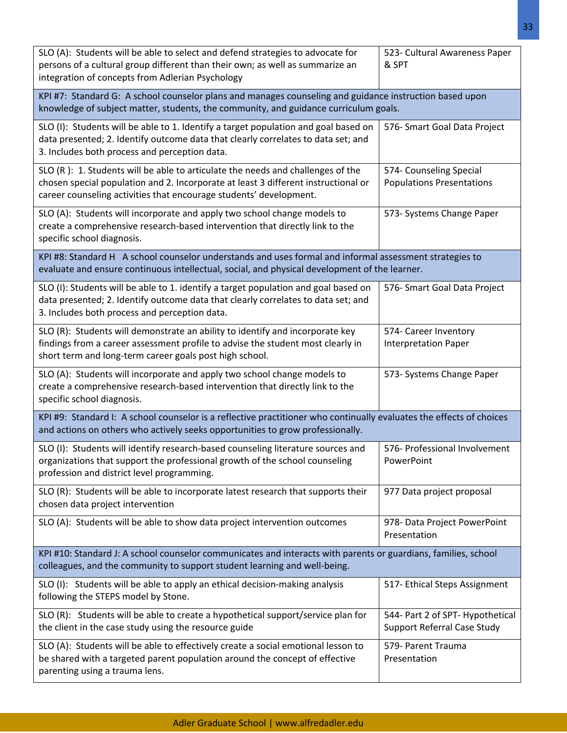| | |
|---|---|
| SLO (A): Students will be able to select and defend strategies to advocate for persons of a cultural group different than their own; as well as summarize an integration of concepts from Adlerian Psychology | 523- Cultural Awareness Paper & SPT |
| **KPI #7: Standard G: A school counselor plans and manages counseling and guidance instruction based upon knowledge of subject matter, students, the community, and guidance curriculum goals.** | |
| SLO (I): Students will be able to 1. Identify a target population and goal based on data presented; 2. Identify outcome data that clearly correlates to data set; and 3. Includes both process and perception data. | 576- Smart Goal Data Project |
| SLO (R ): 1. Students will be able to articulate the needs and challenges of the chosen special population and 2. Incorporate at least 3 different instructional or career counseling activities that encourage students' development. | 574- Counseling Special Populations Presentations |
| SLO (A): Students will incorporate and apply two school change models to create a comprehensive research-based intervention that directly link to the specific school diagnosis. | 573- Systems Change Paper |
| **KPI #8: Standard H A school counselor understands and uses formal and informal assessment strategies to evaluate and ensure continuous intellectual, social, and physical development of the learner.** | |
| SLO (I): Students will be able to 1. identify a target population and goal based on data presented; 2. Identify outcome data that clearly correlates to data set; and 3. Includes both process and perception data. | 576- Smart Goal Data Project |
| SLO (R): Students will demonstrate an ability to identify and incorporate key findings from a career assessment profile to advise the student most clearly in short term and long-term career goals post high school. | 574- Career Inventory Interpretation Paper |
| SLO (A): Students will incorporate and apply two school change models to create a comprehensive research-based intervention that directly link to the specific school diagnosis. | 573- Systems Change Paper |
| **KPI #9: Standard I: A school counselor is a reflective practitioner who continually evaluates the effects of choices and actions on others who actively seeks opportunities to grow professionally.** | |
| SLO (I): Students will identify research-based counseling literature sources and organizations that support the professional growth of the school counseling profession and district level programming. | 576- Professional Involvement PowerPoint |
| SLO (R): Students will be able to incorporate latest research that supports their chosen data project intervention | 977 Data project proposal |
| SLO (A): Students will be able to show data project intervention outcomes | 978- Data Project PowerPoint Presentation |
| **KPI #10: Standard J: A school counselor communicates and interacts with parents or guardians, families, school colleagues, and the community to support student learning and well-being.** | |
| SLO (I): Students will be able to apply an ethical decision-making analysis following the STEPS model by Stone. | 517- Ethical Steps Assignment |
| SLO (R): Students will be able to create a hypothetical support/service plan for the client in the case study using the resource guide | 544- Part 2 of SPT- Hypothetical Support Referral Case Study |
| SLO (A): Students will be able to effectively create a social emotional lesson to be shared with a targeted parent population around the concept of effective parenting using a trauma lens. | 579- Parent Trauma Presentation |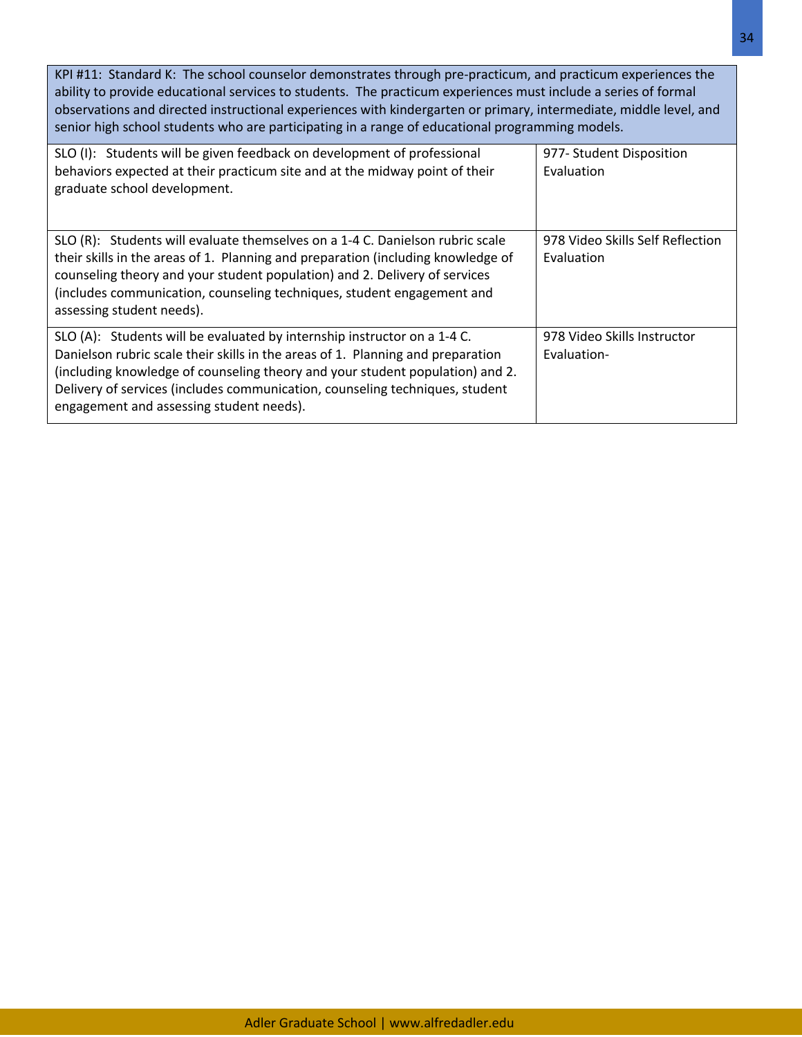| KPI #11: Standard K: The school counselor demonstrates through pre-practicum, and practicum experiences the ability to provide educational services to students. The practicum experiences must include a series of formal observations and directed instructional experiences with kindergarten or primary, intermediate, middle level, and senior high school students who are participating in a range of educational programming models. | |
|---|---|
| SLO (I): Students will be given feedback on development of professional behaviors expected at their practicum site and at the midway point of their graduate school development. | 977- Student Disposition Evaluation |
| SLO (R): Students will evaluate themselves on a 1-4 C. Danielson rubric scale their skills in the areas of 1. Planning and preparation (including knowledge of counseling theory and your student population) and 2. Delivery of services (includes communication, counseling techniques, student engagement and assessing student needs). | 978 Video Skills Self Reflection Evaluation |
| SLO (A): Students will be evaluated by internship instructor on a 1-4 C. Danielson rubric scale their skills in the areas of 1. Planning and preparation (including knowledge of counseling theory and your student population) and 2. Delivery of services (includes communication, counseling techniques, student engagement and assessing student needs). | 978 Video Skills Instructor Evaluation- |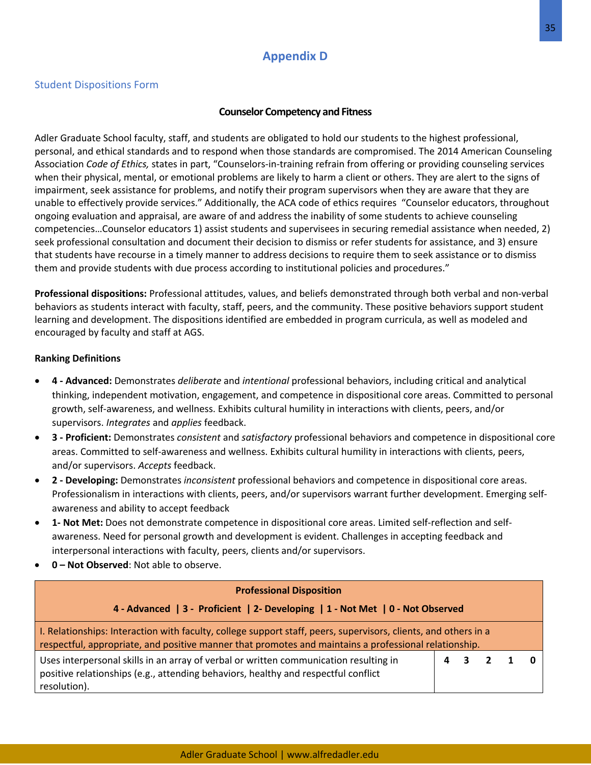# Appendix D

## Student Dispositions Form

### Counselor Competency and Fitness

Adler Graduate School faculty, staff, and students are obligated to hold our students to the highest professional, personal, and ethical standards and to respond when those standards are compromised. The 2014 American Counseling Association *Code of Ethics,* states in part, "Counselors-in-training refrain from offering or providing counseling services when their physical, mental, or emotional problems are likely to harm a client or others. They are alert to the signs of impairment, seek assistance for problems, and notify their program supervisors when they are aware that they are unable to effectively provide services." Additionally, the ACA code of ethics requires "Counselor educators, throughout ongoing evaluation and appraisal, are aware of and address the inability of some students to achieve counseling competencies…Counselor educators 1) assist students and supervisees in securing remedial assistance when needed, 2) seek professional consultation and document their decision to dismiss or refer students for assistance, and 3) ensure that students have recourse in a timely manner to address decisions to require them to seek assistance or to dismiss them and provide students with due process according to institutional policies and procedures."

**Professional dispositions:** Professional attitudes, values, and beliefs demonstrated through both verbal and non-verbal behaviors as students interact with faculty, staff, peers, and the community. These positive behaviors support student learning and development. The dispositions identified are embedded in program curricula, as well as modeled and encouraged by faculty and staff at AGS.

**Ranking Definitions**

- **4 - Advanced:** Demonstrates *deliberate* and *intentional* professional behaviors, including critical and analytical thinking, independent motivation, engagement, and competence in dispositional core areas. Committed to personal growth, self-awareness, and wellness. Exhibits cultural humility in interactions with clients, peers, and/or supervisors. *Integrates* and *applies* feedback.
- **3 - Proficient:** Demonstrates *consistent* and *satisfactory* professional behaviors and competence in dispositional core areas. Committed to self-awareness and wellness. Exhibits cultural humility in interactions with clients, peers, and/or supervisors. *Accepts* feedback.
- **2 - Developing:** Demonstrates *inconsistent* professional behaviors and competence in dispositional core areas. Professionalism in interactions with clients, peers, and/or supervisors warrant further development. Emerging self-awareness and ability to accept feedback
- **1- Not Met:** Does not demonstrate competence in dispositional core areas. Limited self-reflection and self-awareness. Need for personal growth and development is evident. Challenges in accepting feedback and interpersonal interactions with faculty, peers, clients and/or supervisors.
- **0 – Not Observed**: Not able to observe.

| **Professional Disposition**<br>**4 - Advanced \| 3 - Proficient \| 2- Developing \| 1 - Not Met \| 0 - Not Observed** | |
|---|---|
| I. Relationships: Interaction with faculty, college support staff, peers, supervisors, clients, and others in a respectful, appropriate, and positive manner that promotes and maintains a professional relationship. | |
| Uses interpersonal skills in an array of verbal or written communication resulting in positive relationships (e.g., attending behaviors, healthy and respectful conflict resolution). | **4 3 2 1 0** |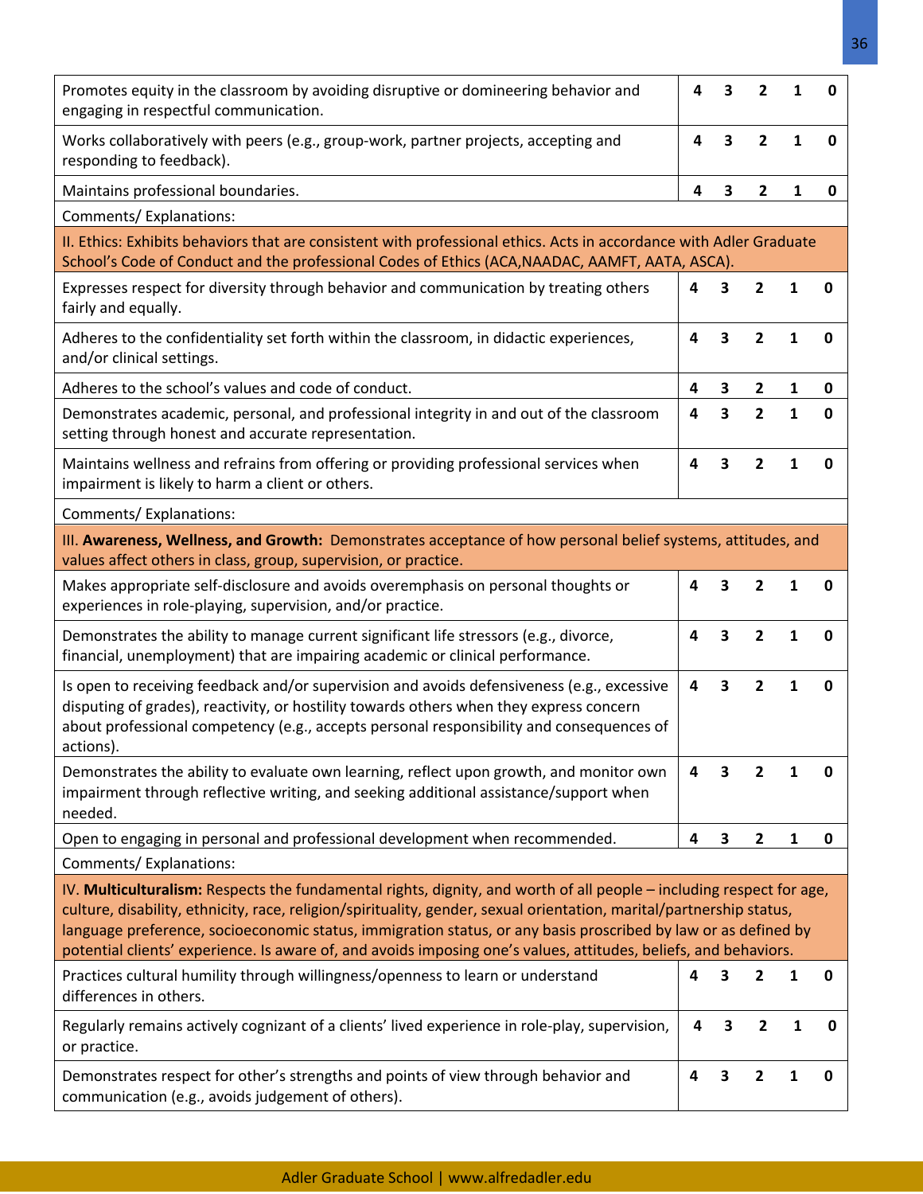| | | | | | |
|---|---|---|---|---|---|
| Promotes equity in the classroom by avoiding disruptive or domineering behavior and engaging in respectful communication. | **4** | **3** | **2** | **1** | **0** |
| Works collaboratively with peers (e.g., group-work, partner projects, accepting and responding to feedback). | **4** | **3** | **2** | **1** | **0** |
| Maintains professional boundaries. | **4** | **3** | **2** | **1** | **0** |
| Comments/ Explanations: | | | | | |
| II. Ethics: Exhibits behaviors that are consistent with professional ethics. Acts in accordance with Adler Graduate School's Code of Conduct and the professional Codes of Ethics (ACA,NAADAC, AAMFT, AATA, ASCA). | | | | | |
| Expresses respect for diversity through behavior and communication by treating others fairly and equally. | **4** | **3** | **2** | **1** | **0** |
| Adheres to the confidentiality set forth within the classroom, in didactic experiences, and/or clinical settings. | **4** | **3** | **2** | **1** | **0** |
| Adheres to the school's values and code of conduct. | **4** | **3** | **2** | **1** | **0** |
| Demonstrates academic, personal, and professional integrity in and out of the classroom setting through honest and accurate representation. | **4** | **3** | **2** | **1** | **0** |
| Maintains wellness and refrains from offering or providing professional services when impairment is likely to harm a client or others. | **4** | **3** | **2** | **1** | **0** |
| Comments/ Explanations: | | | | | |
| III. **Awareness, Wellness, and Growth:** Demonstrates acceptance of how personal belief systems, attitudes, and values affect others in class, group, supervision, or practice. | | | | | |
| Makes appropriate self-disclosure and avoids overemphasis on personal thoughts or experiences in role-playing, supervision, and/or practice. | **4** | **3** | **2** | **1** | **0** |
| Demonstrates the ability to manage current significant life stressors (e.g., divorce, financial, unemployment) that are impairing academic or clinical performance. | **4** | **3** | **2** | **1** | **0** |
| Is open to receiving feedback and/or supervision and avoids defensiveness (e.g., excessive disputing of grades), reactivity, or hostility towards others when they express concern about professional competency (e.g., accepts personal responsibility and consequences of actions). | **4** | **3** | **2** | **1** | **0** |
| Demonstrates the ability to evaluate own learning, reflect upon growth, and monitor own impairment through reflective writing, and seeking additional assistance/support when needed. | **4** | **3** | **2** | **1** | **0** |
| Open to engaging in personal and professional development when recommended. | **4** | **3** | **2** | **1** | **0** |
| Comments/ Explanations: | | | | | |
| IV. **Multiculturalism:** Respects the fundamental rights, dignity, and worth of all people – including respect for age, culture, disability, ethnicity, race, religion/spirituality, gender, sexual orientation, marital/partnership status, language preference, socioeconomic status, immigration status, or any basis proscribed by law or as defined by potential clients' experience. Is aware of, and avoids imposing one's values, attitudes, beliefs, and behaviors. | | | | | |
| Practices cultural humility through willingness/openness to learn or understand differences in others. | **4** | **3** | **2** | **1** | **0** |
| Regularly remains actively cognizant of a clients' lived experience in role-play, supervision, or practice. | **4** | **3** | **2** | **1** | **0** |
| Demonstrates respect for other's strengths and points of view through behavior and communication (e.g., avoids judgement of others). | **4** | **3** | **2** | **1** | **0** |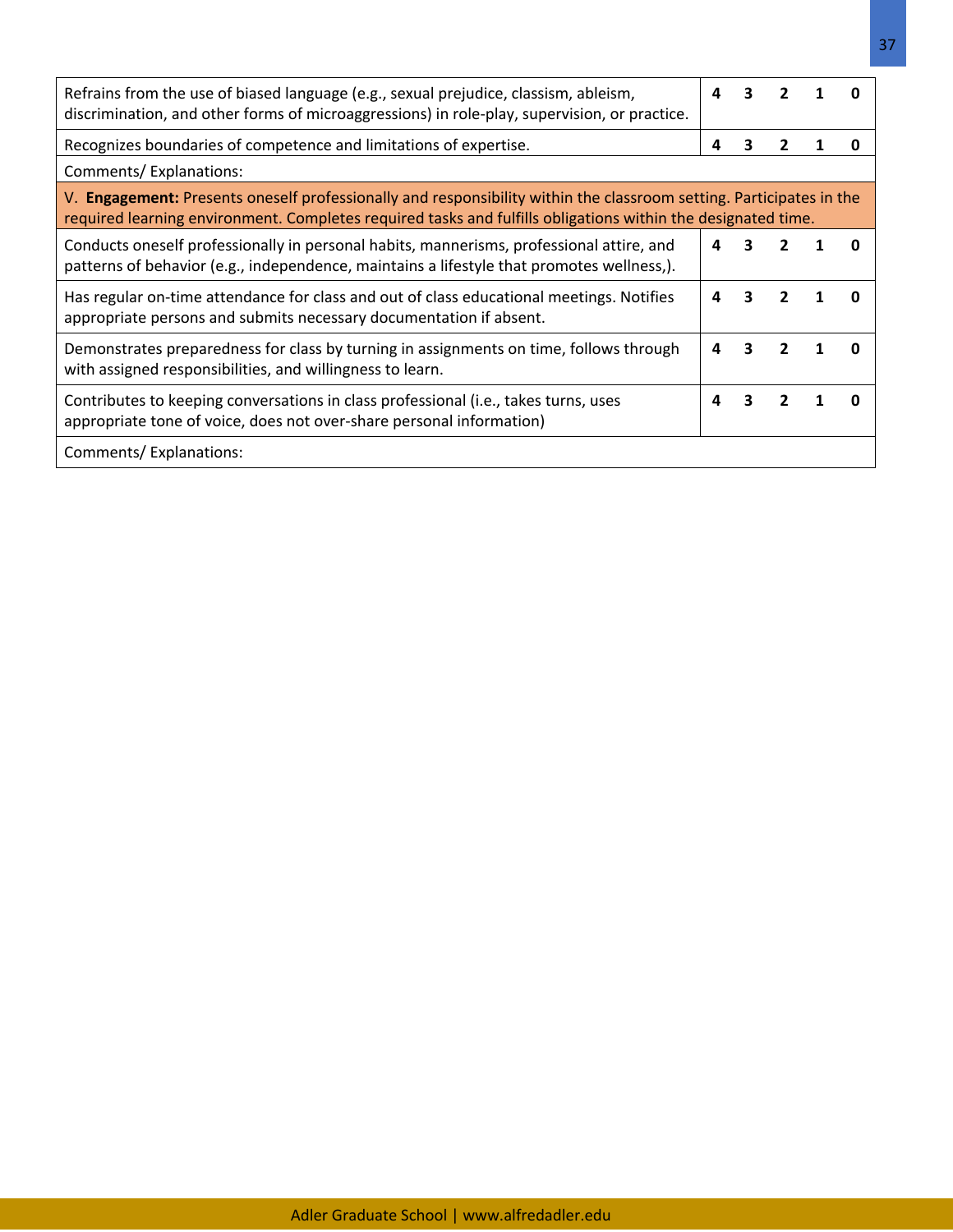| | | | | | |
|---|---|---|---|---|---|
| Refrains from the use of biased language (e.g., sexual prejudice, classism, ableism, discrimination, and other forms of microaggressions) in role-play, supervision, or practice. | **4** | **3** | **2** | **1** | **0** |
| Recognizes boundaries of competence and limitations of expertise. | **4** | **3** | **2** | **1** | **0** |
| Comments/ Explanations: | | | | | |
| V. **Engagement:** Presents oneself professionally and responsibility within the classroom setting. Participates in the required learning environment. Completes required tasks and fulfills obligations within the designated time. | | | | | |
| Conducts oneself professionally in personal habits, mannerisms, professional attire, and patterns of behavior (e.g., independence, maintains a lifestyle that promotes wellness,). | **4** | **3** | **2** | **1** | **0** |
| Has regular on-time attendance for class and out of class educational meetings. Notifies appropriate persons and submits necessary documentation if absent. | **4** | **3** | **2** | **1** | **0** |
| Demonstrates preparedness for class by turning in assignments on time, follows through with assigned responsibilities, and willingness to learn. | **4** | **3** | **2** | **1** | **0** |
| Contributes to keeping conversations in class professional (i.e., takes turns, uses appropriate tone of voice, does not over-share personal information) | **4** | **3** | **2** | **1** | **0** |
| Comments/ Explanations: | | | | | |